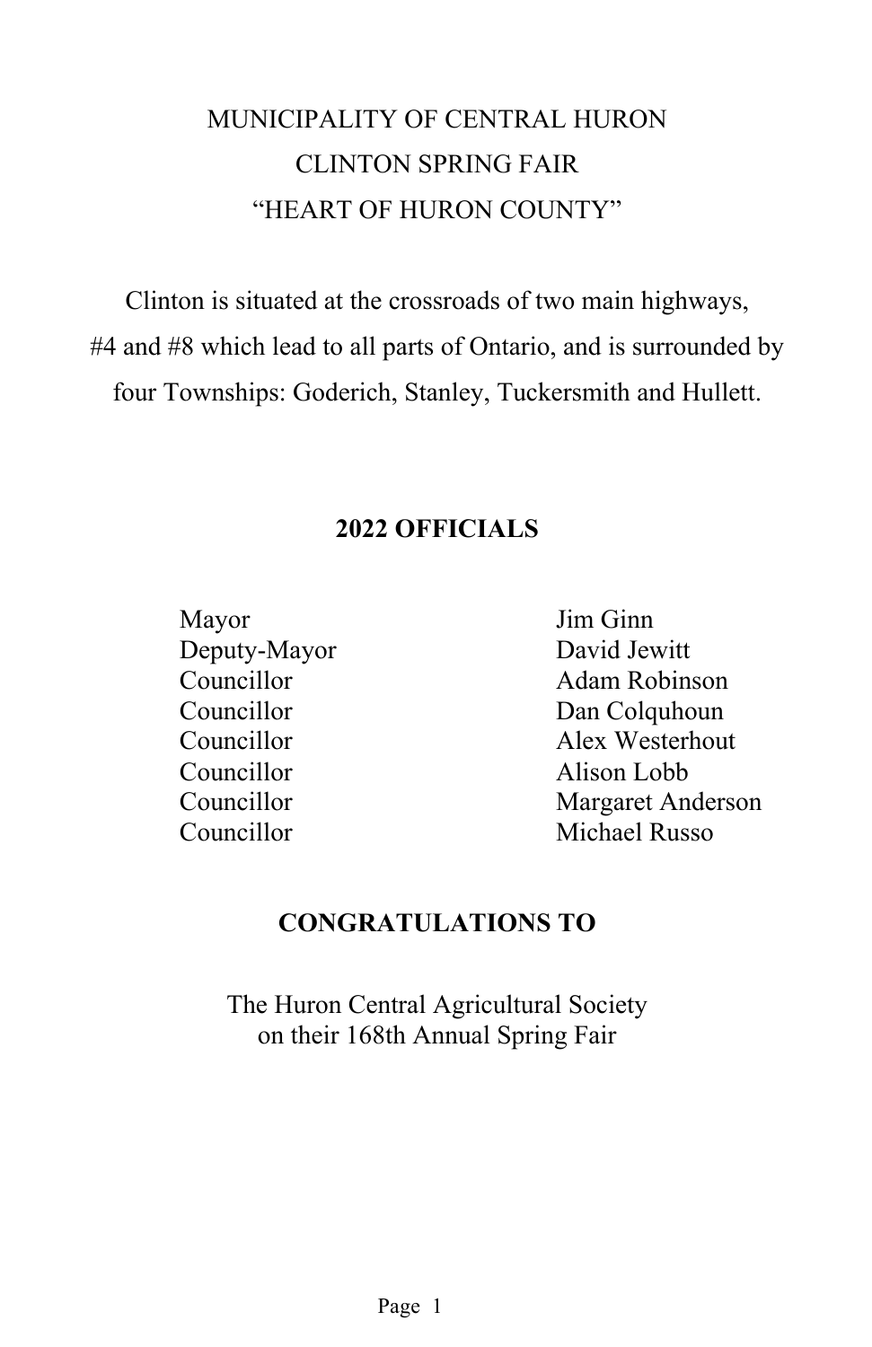# MUNICIPALITY OF CENTRAL HURON
# CLINTON SPRING FAIR
# "HEART OF HURON COUNTY"

Clinton is situated at the crossroads of two main highways, #4 and #8 which lead to all parts of Ontario, and is surrounded by four Townships: Goderich, Stanley, Tuckersmith and Hullett.

## 2022 OFFICIALS

| | |
|---|---|
| Mayor | Jim Ginn |
| Deputy-Mayor | David Jewitt |
| Councillor | Adam Robinson |
| Councillor | Dan Colquhoun |
| Councillor | Alex Westerhout |
| Councillor | Alison Lobb |
| Councillor | Margaret Anderson |
| Councillor | Michael Russo |

## CONGRATULATIONS TO

The Huron Central Agricultural Society
on their 168th Annual Spring Fair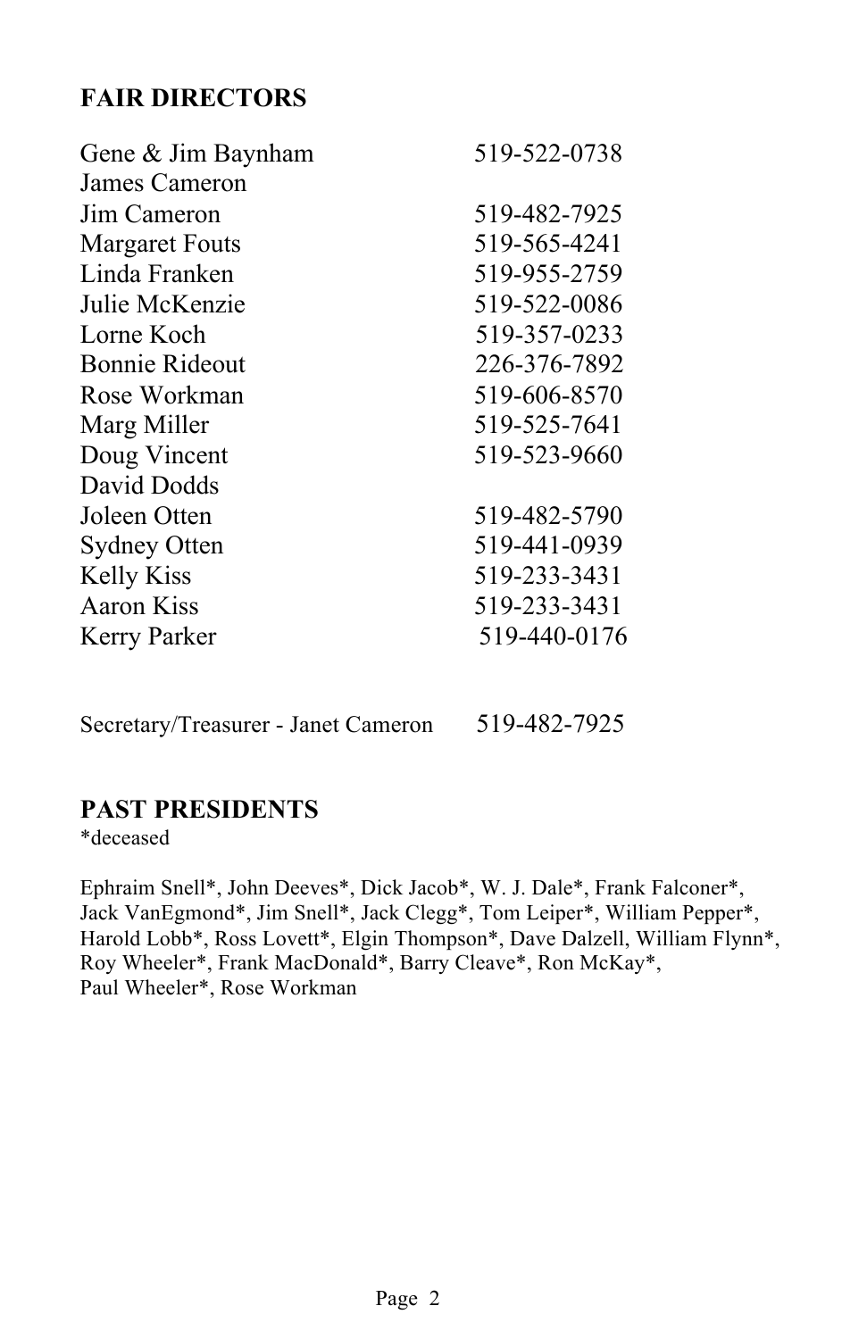## FAIR DIRECTORS

| | |
|---|---|
| Gene & Jim Baynham | 519-522-0738 |
| James Cameron | |
| Jim Cameron | 519-482-7925 |
| Margaret Fouts | 519-565-4241 |
| Linda Franken | 519-955-2759 |
| Julie McKenzie | 519-522-0086 |
| Lorne Koch | 519-357-0233 |
| Bonnie Rideout | 226-376-7892 |
| Rose Workman | 519-606-8570 |
| Marg Miller | 519-525-7641 |
| Doug Vincent | 519-523-9660 |
| David Dodds | |
| Joleen Otten | 519-482-5790 |
| Sydney Otten | 519-441-0939 |
| Kelly Kiss | 519-233-3431 |
| Aaron Kiss | 519-233-3431 |
| Kerry Parker | 519-440-0176 |

Secretary/Treasurer - Janet Cameron 519-482-7925

## PAST PRESIDENTS

*deceased

Ephraim Snell*, John Deeves*, Dick Jacob*, W. J. Dale*, Frank Falconer*, Jack VanEgmond*, Jim Snell*, Jack Clegg*, Tom Leiper*, William Pepper*, Harold Lobb*, Ross Lovett*, Elgin Thompson*, Dave Dalzell, William Flynn*, Roy Wheeler*, Frank MacDonald*, Barry Cleave*, Ron McKay*, Paul Wheeler*, Rose Workman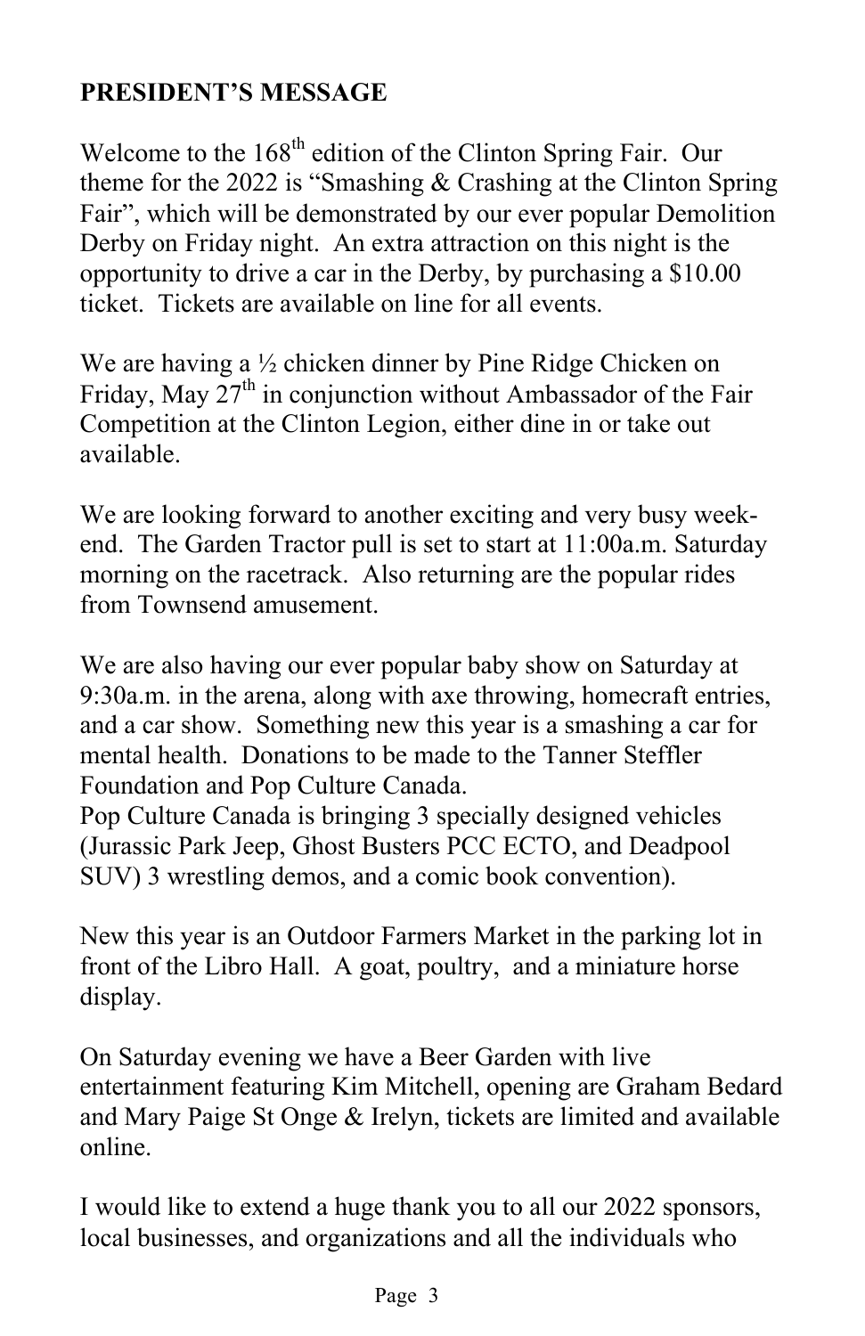**PRESIDENT'S MESSAGE**

Welcome to the 168th edition of the Clinton Spring Fair. Our theme for the 2022 is "Smashing & Crashing at the Clinton Spring Fair", which will be demonstrated by our ever popular Demolition Derby on Friday night. An extra attraction on this night is the opportunity to drive a car in the Derby, by purchasing a $10.00 ticket. Tickets are available on line for all events.

We are having a ½ chicken dinner by Pine Ridge Chicken on Friday, May 27th in conjunction without Ambassador of the Fair Competition at the Clinton Legion, either dine in or take out available.

We are looking forward to another exciting and very busy week-end. The Garden Tractor pull is set to start at 11:00a.m. Saturday morning on the racetrack. Also returning are the popular rides from Townsend amusement.

We are also having our ever popular baby show on Saturday at 9:30a.m. in the arena, along with axe throwing, homecraft entries, and a car show. Something new this year is a smashing a car for mental health. Donations to be made to the Tanner Steffler Foundation and Pop Culture Canada.
Pop Culture Canada is bringing 3 specially designed vehicles (Jurassic Park Jeep, Ghost Busters PCC ECTO, and Deadpool SUV) 3 wrestling demos, and a comic book convention).

New this year is an Outdoor Farmers Market in the parking lot in front of the Libro Hall. A goat, poultry, and a miniature horse display.

On Saturday evening we have a Beer Garden with live entertainment featuring Kim Mitchell, opening are Graham Bedard and Mary Paige St Onge & Irelyn, tickets are limited and available online.

I would like to extend a huge thank you to all our 2022 sponsors, local businesses, and organizations and all the individuals who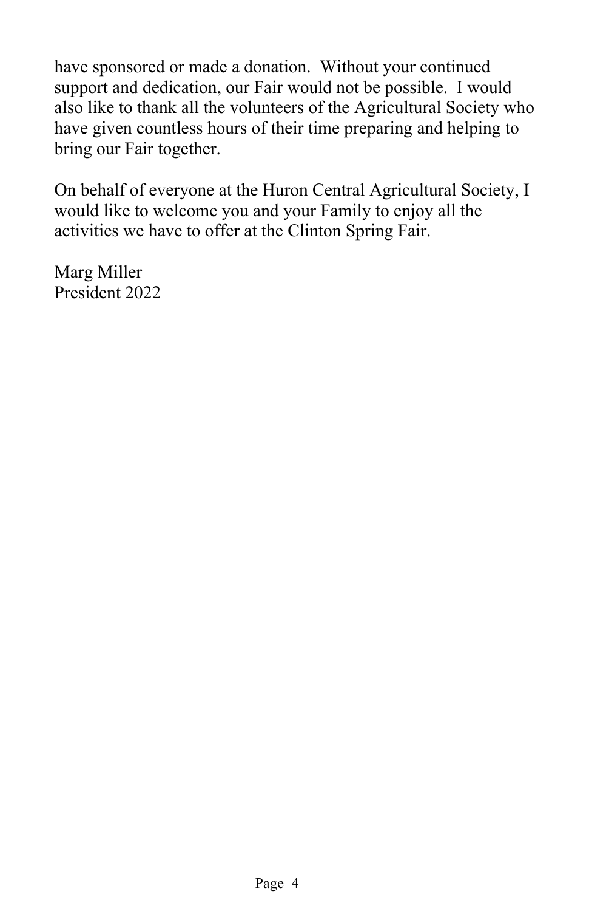have sponsored or made a donation. Without your continued support and dedication, our Fair would not be possible. I would also like to thank all the volunteers of the Agricultural Society who have given countless hours of their time preparing and helping to bring our Fair together.

On behalf of everyone at the Huron Central Agricultural Society, I would like to welcome you and your Family to enjoy all the activities we have to offer at the Clinton Spring Fair.

Marg Miller
President 2022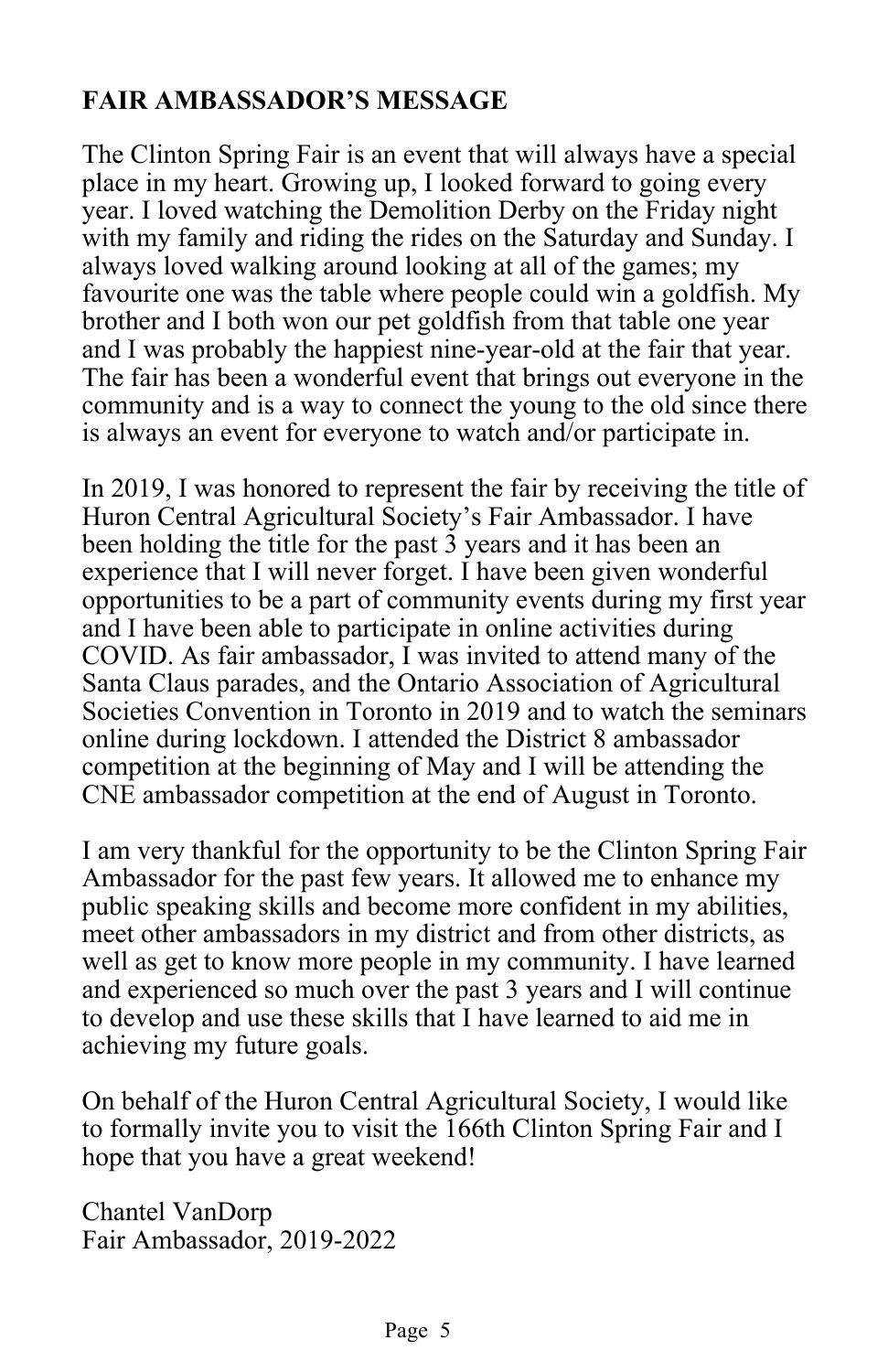**FAIR AMBASSADOR'S MESSAGE**

The Clinton Spring Fair is an event that will always have a special place in my heart. Growing up, I looked forward to going every year. I loved watching the Demolition Derby on the Friday night with my family and riding the rides on the Saturday and Sunday. I always loved walking around looking at all of the games; my favourite one was the table where people could win a goldfish. My brother and I both won our pet goldfish from that table one year and I was probably the happiest nine-year-old at the fair that year. The fair has been a wonderful event that brings out everyone in the community and is a way to connect the young to the old since there is always an event for everyone to watch and/or participate in.

In 2019, I was honored to represent the fair by receiving the title of Huron Central Agricultural Society's Fair Ambassador. I have been holding the title for the past 3 years and it has been an experience that I will never forget. I have been given wonderful opportunities to be a part of community events during my first year and I have been able to participate in online activities during COVID. As fair ambassador, I was invited to attend many of the Santa Claus parades, and the Ontario Association of Agricultural Societies Convention in Toronto in 2019 and to watch the seminars online during lockdown. I attended the District 8 ambassador competition at the beginning of May and I will be attending the CNE ambassador competition at the end of August in Toronto.

I am very thankful for the opportunity to be the Clinton Spring Fair Ambassador for the past few years. It allowed me to enhance my public speaking skills and become more confident in my abilities, meet other ambassadors in my district and from other districts, as well as get to know more people in my community. I have learned and experienced so much over the past 3 years and I will continue to develop and use these skills that I have learned to aid me in achieving my future goals.

On behalf of the Huron Central Agricultural Society, I would like to formally invite you to visit the 166th Clinton Spring Fair and I hope that you have a great weekend!

Chantel VanDorp
Fair Ambassador, 2019-2022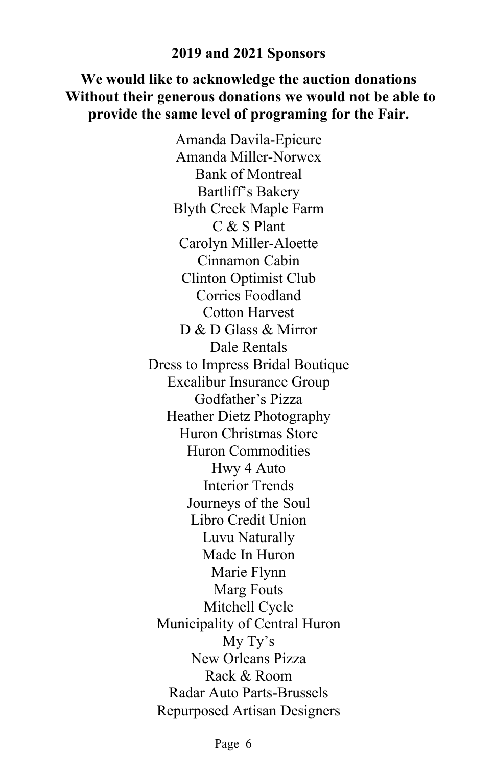## 2019 and 2021 Sponsors

**We would like to acknowledge the auction donations Without their generous donations we would not be able to provide the same level of programing for the Fair.**

Amanda Davila-Epicure
Amanda Miller-Norwex
Bank of Montreal
Bartliff's Bakery
Blyth Creek Maple Farm
C & S Plant
Carolyn Miller-Aloette
Cinnamon Cabin
Clinton Optimist Club
Corries Foodland
Cotton Harvest
D & D Glass & Mirror
Dale Rentals
Dress to Impress Bridal Boutique
Excalibur Insurance Group
Godfather's Pizza
Heather Dietz Photography
Huron Christmas Store
Huron Commodities
Hwy 4 Auto
Interior Trends
Journeys of the Soul
Libro Credit Union
Luvu Naturally
Made In Huron
Marie Flynn
Marg Fouts
Mitchell Cycle
Municipality of Central Huron
My Ty's
New Orleans Pizza
Rack & Room
Radar Auto Parts-Brussels
Repurposed Artisan Designers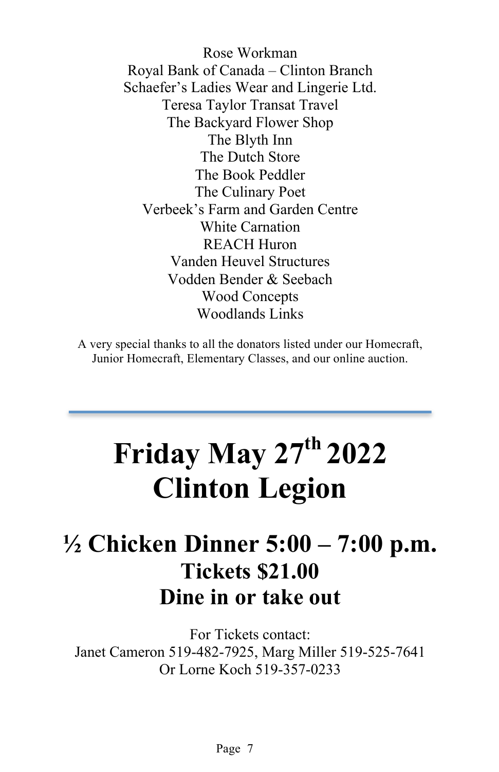Rose Workman
Royal Bank of Canada – Clinton Branch
Schaefer's Ladies Wear and Lingerie Ltd.
Teresa Taylor Transat Travel
The Backyard Flower Shop
The Blyth Inn
The Dutch Store
The Book Peddler
The Culinary Poet
Verbeek's Farm and Garden Centre
White Carnation
REACH Huron
Vanden Heuvel Structures
Vodden Bender & Seebach
Wood Concepts
Woodlands Links

A very special thanks to all the donators listed under our Homecraft, Junior Homecraft, Elementary Classes, and our online auction.

---

# Friday May 27th 2022
# Clinton Legion

## ½ Chicken Dinner 5:00 – 7:00 p.m.
### Tickets $21.00
### Dine in or take out

For Tickets contact:
Janet Cameron 519-482-7925, Marg Miller 519-525-7641
Or Lorne Koch 519-357-0233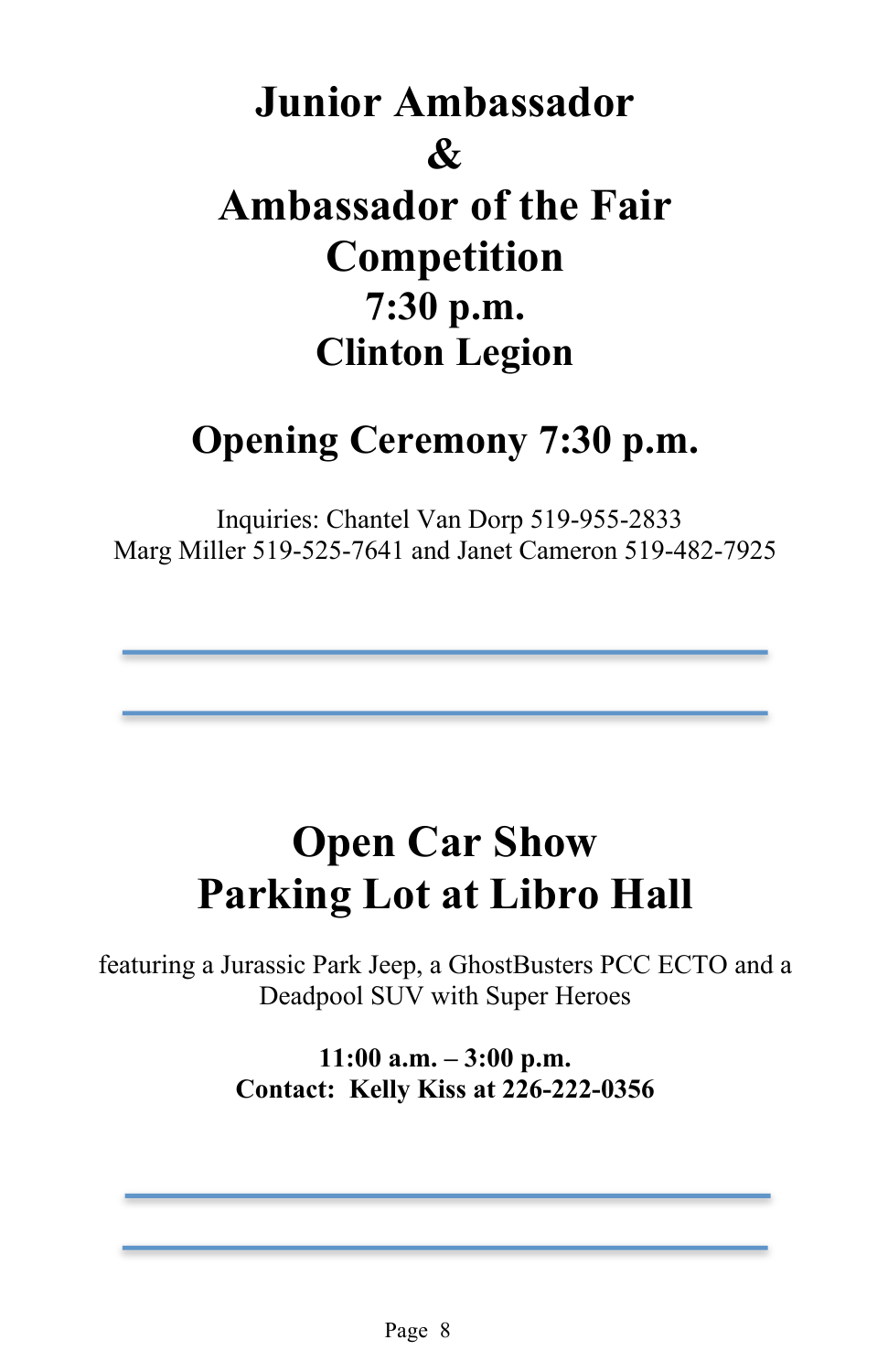# Junior Ambassador
# &
# Ambassador of the Fair Competition
# 7:30 p.m.
# Clinton Legion

## Opening Ceremony 7:30 p.m.

Inquiries: Chantel Van Dorp 519-955-2833
Marg Miller 519-525-7641 and Janet Cameron 519-482-7925

---

---

# Open Car Show
# Parking Lot at Libro Hall

featuring a Jurassic Park Jeep, a GhostBusters PCC ECTO and a Deadpool SUV with Super Heroes

**11:00 a.m. – 3:00 p.m.**
**Contact: Kelly Kiss at 226-222-0356**

---

---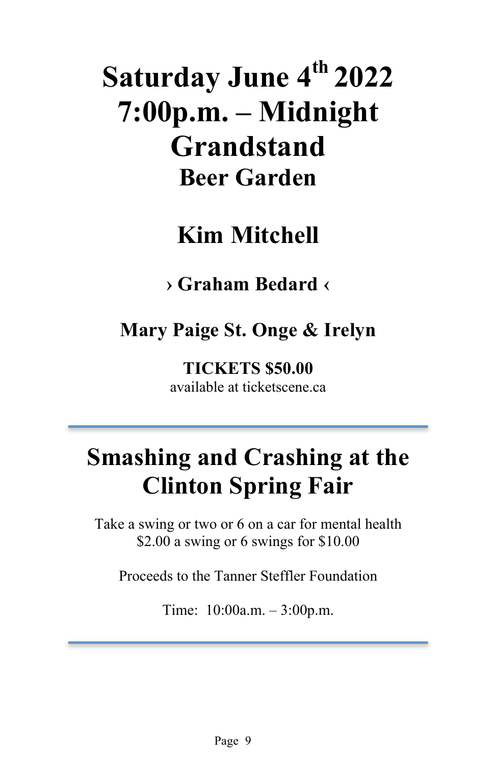# Saturday June 4th 2022
# 7:00p.m. – Midnight
# Grandstand
## Beer Garden

## Kim Mitchell

### › Graham Bedard ‹

### Mary Paige St. Onge & Irelyn

**TICKETS $50.00**
available at ticketscene.ca

---

# Smashing and Crashing at the Clinton Spring Fair

Take a swing or two or 6 on a car for mental health
$2.00 a swing or 6 swings for $10.00

Proceeds to the Tanner Steffler Foundation

Time: 10:00a.m. – 3:00p.m.

---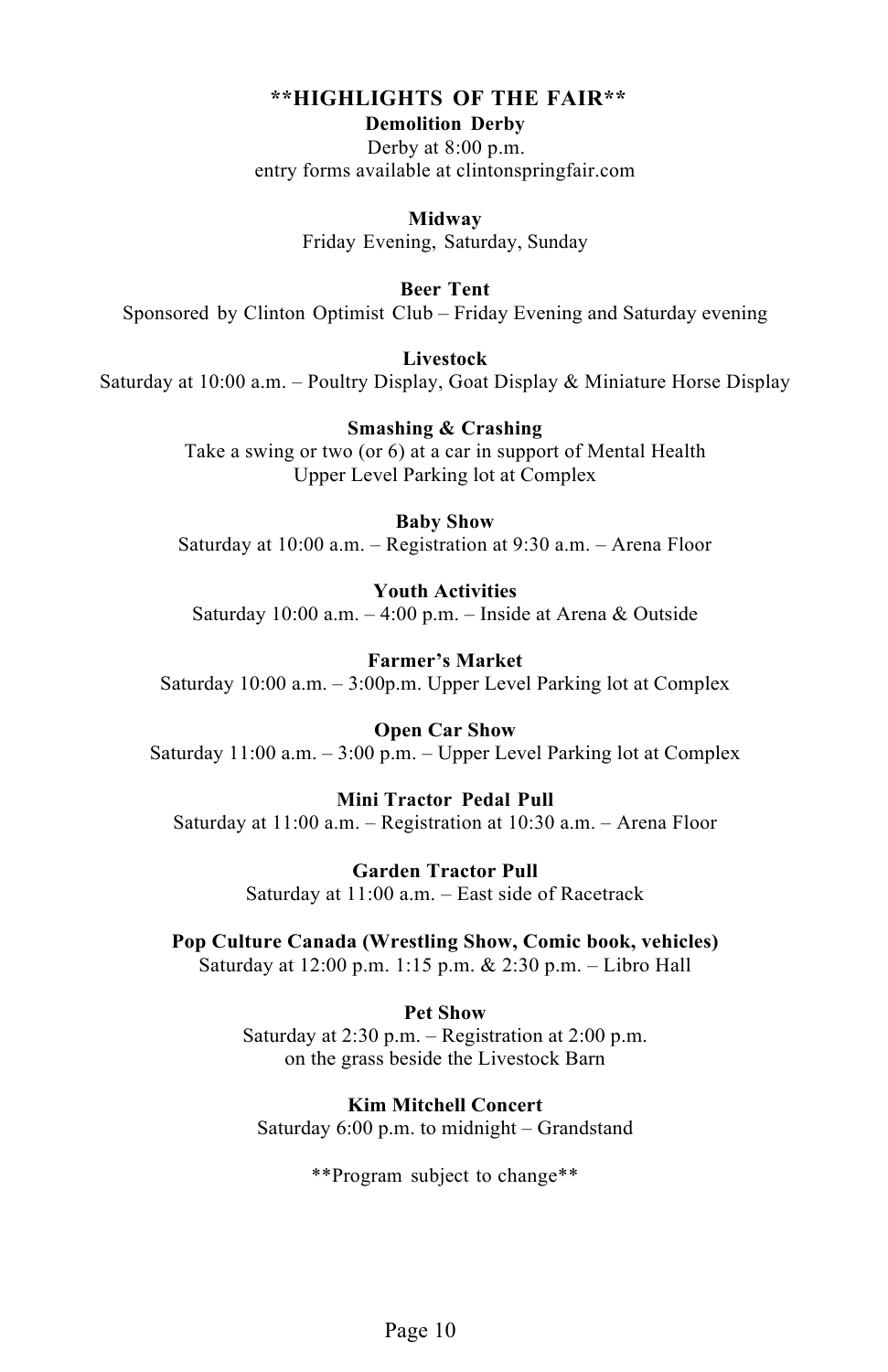## **HIGHLIGHTS OF THE FAIR**

**Demolition Derby**

Derby at 8:00 p.m.
entry forms available at clintonspringfair.com

**Midway**

Friday Evening, Saturday, Sunday

**Beer Tent**

Sponsored by Clinton Optimist Club – Friday Evening and Saturday evening

**Livestock**

Saturday at 10:00 a.m. – Poultry Display, Goat Display & Miniature Horse Display

**Smashing & Crashing**

Take a swing or two (or 6) at a car in support of Mental Health
Upper Level Parking lot at Complex

**Baby Show**

Saturday at 10:00 a.m. – Registration at 9:30 a.m. – Arena Floor

**Youth Activities**

Saturday 10:00 a.m. – 4:00 p.m. – Inside at Arena & Outside

**Farmer's Market**

Saturday 10:00 a.m. – 3:00p.m. Upper Level Parking lot at Complex

**Open Car Show**

Saturday 11:00 a.m. – 3:00 p.m. – Upper Level Parking lot at Complex

**Mini Tractor Pedal Pull**

Saturday at 11:00 a.m. – Registration at 10:30 a.m. – Arena Floor

**Garden Tractor Pull**

Saturday at 11:00 a.m. – East side of Racetrack

**Pop Culture Canada (Wrestling Show, Comic book, vehicles)**

Saturday at 12:00 p.m. 1:15 p.m. & 2:30 p.m. – Libro Hall

**Pet Show**

Saturday at 2:30 p.m. – Registration at 2:00 p.m.
on the grass beside the Livestock Barn

**Kim Mitchell Concert**

Saturday 6:00 p.m. to midnight – Grandstand

**Program subject to change**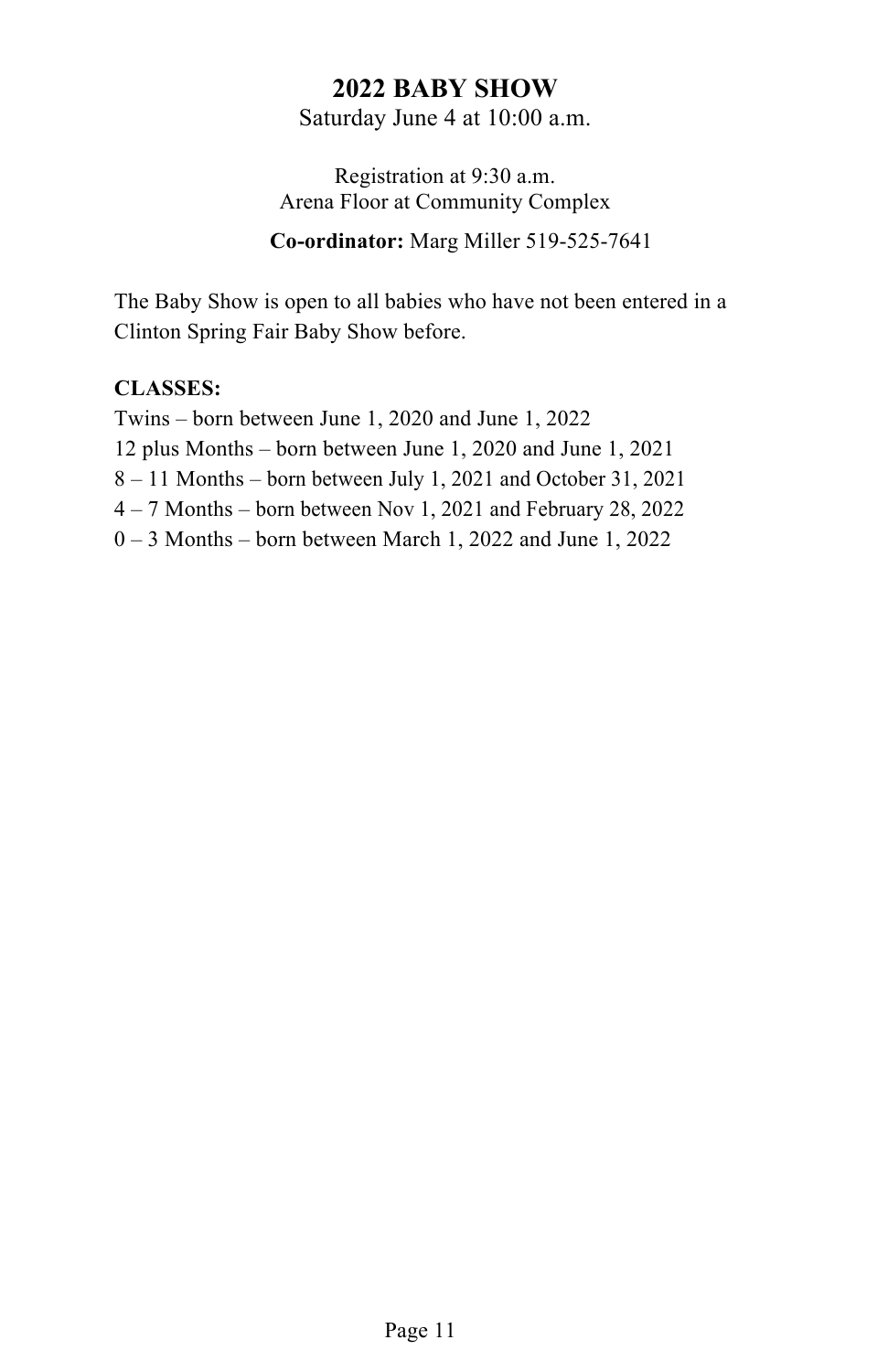# 2022 BABY SHOW

Saturday June 4 at 10:00 a.m.

Registration at 9:30 a.m.
Arena Floor at Community Complex

**Co-ordinator:** Marg Miller 519-525-7641

The Baby Show is open to all babies who have not been entered in a Clinton Spring Fair Baby Show before.

**CLASSES:**

Twins – born between June 1, 2020 and June 1, 2022
12 plus Months – born between June 1, 2020 and June 1, 2021
8 – 11 Months – born between July 1, 2021 and October 31, 2021
4 – 7 Months – born between Nov 1, 2021 and February 28, 2022
0 – 3 Months – born between March 1, 2022 and June 1, 2022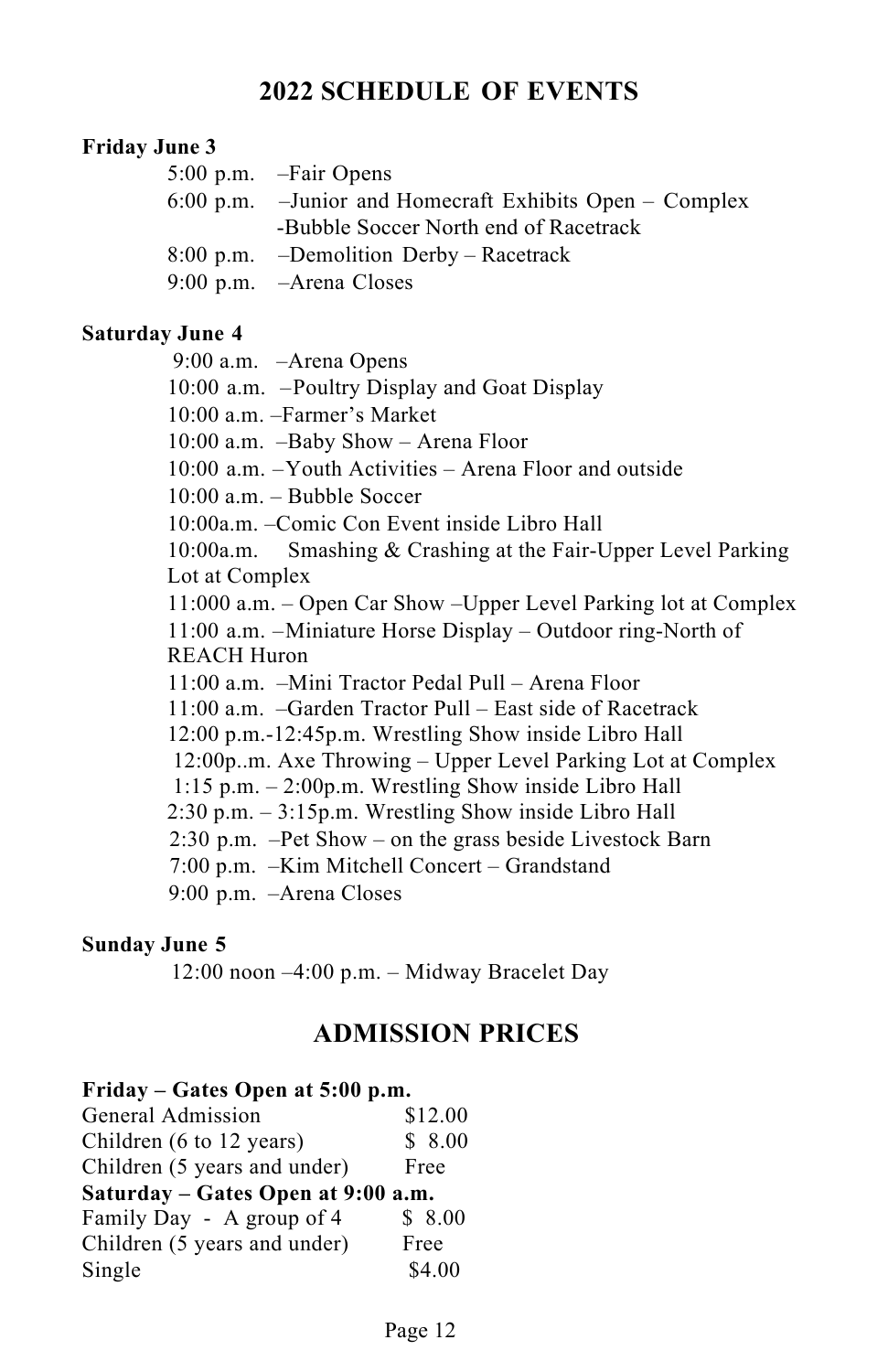# 2022 SCHEDULE OF EVENTS

**Friday June 3**

5:00 p.m. –Fair Opens
6:00 p.m. –Junior and Homecraft Exhibits Open – Complex
-Bubble Soccer North end of Racetrack
8:00 p.m. –Demolition Derby – Racetrack
9:00 p.m. –Arena Closes

**Saturday June 4**

9:00 a.m. –Arena Opens
10:00 a.m. –Poultry Display and Goat Display
10:00 a.m. –Farmer's Market
10:00 a.m. –Baby Show – Arena Floor
10:00 a.m. –Youth Activities – Arena Floor and outside
10:00 a.m. – Bubble Soccer
10:00a.m. –Comic Con Event inside Libro Hall
10:00a.m. Smashing & Crashing at the Fair-Upper Level Parking Lot at Complex
11:000 a.m. – Open Car Show –Upper Level Parking lot at Complex
11:00 a.m. –Miniature Horse Display – Outdoor ring-North of REACH Huron
11:00 a.m. –Mini Tractor Pedal Pull – Arena Floor
11:00 a.m. –Garden Tractor Pull – East side of Racetrack
12:00 p.m.-12:45p.m. Wrestling Show inside Libro Hall
12:00p..m. Axe Throwing – Upper Level Parking Lot at Complex
1:15 p.m. – 2:00p.m. Wrestling Show inside Libro Hall
2:30 p.m. – 3:15p.m. Wrestling Show inside Libro Hall
2:30 p.m. –Pet Show – on the grass beside Livestock Barn
7:00 p.m. –Kim Mitchell Concert – Grandstand
9:00 p.m. –Arena Closes

**Sunday June 5**

12:00 noon –4:00 p.m. – Midway Bracelet Day

# ADMISSION PRICES

**Friday – Gates Open at 5:00 p.m.**

| | |
|---|---|
| General Admission | $12.00 |
| Children (6 to 12 years) | $ 8.00 |
| Children (5 years and under) | Free |

**Saturday – Gates Open at 9:00 a.m.**

| | |
|---|---|
| Family Day - A group of 4 | $ 8.00 |
| Children (5 years and under) | Free |
| Single | $4.00 |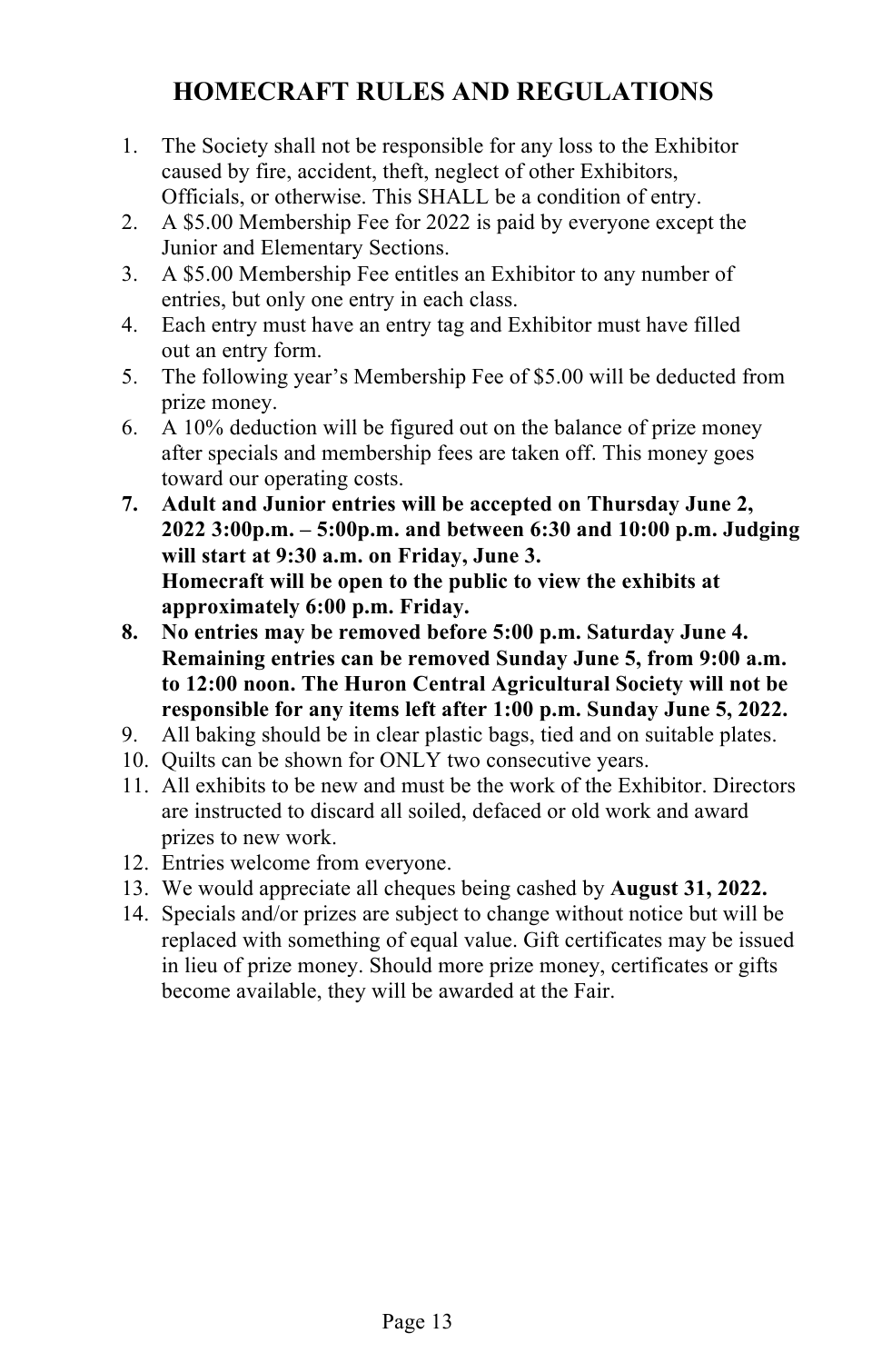# HOMECRAFT RULES AND REGULATIONS

1. The Society shall not be responsible for any loss to the Exhibitor caused by fire, accident, theft, neglect of other Exhibitors, Officials, or otherwise. This SHALL be a condition of entry.
2. A $5.00 Membership Fee for 2022 is paid by everyone except the Junior and Elementary Sections.
3. A $5.00 Membership Fee entitles an Exhibitor to any number of entries, but only one entry in each class.
4. Each entry must have an entry tag and Exhibitor must have filled out an entry form.
5. The following year's Membership Fee of $5.00 will be deducted from prize money.
6. A 10% deduction will be figured out on the balance of prize money after specials and membership fees are taken off. This money goes toward our operating costs.
7. **Adult and Junior entries will be accepted on Thursday June 2, 2022 3:00p.m. – 5:00p.m. and between 6:30 and 10:00 p.m. Judging will start at 9:30 a.m. on Friday, June 3.**
   **Homecraft will be open to the public to view the exhibits at approximately 6:00 p.m. Friday.**
8. **No entries may be removed before 5:00 p.m. Saturday June 4. Remaining entries can be removed Sunday June 5, from 9:00 a.m. to 12:00 noon. The Huron Central Agricultural Society will not be responsible for any items left after 1:00 p.m. Sunday June 5, 2022.**
9. All baking should be in clear plastic bags, tied and on suitable plates.
10. Quilts can be shown for ONLY two consecutive years.
11. All exhibits to be new and must be the work of the Exhibitor. Directors are instructed to discard all soiled, defaced or old work and award prizes to new work.
12. Entries welcome from everyone.
13. We would appreciate all cheques being cashed by **August 31, 2022.**
14. Specials and/or prizes are subject to change without notice but will be replaced with something of equal value. Gift certificates may be issued in lieu of prize money. Should more prize money, certificates or gifts become available, they will be awarded at the Fair.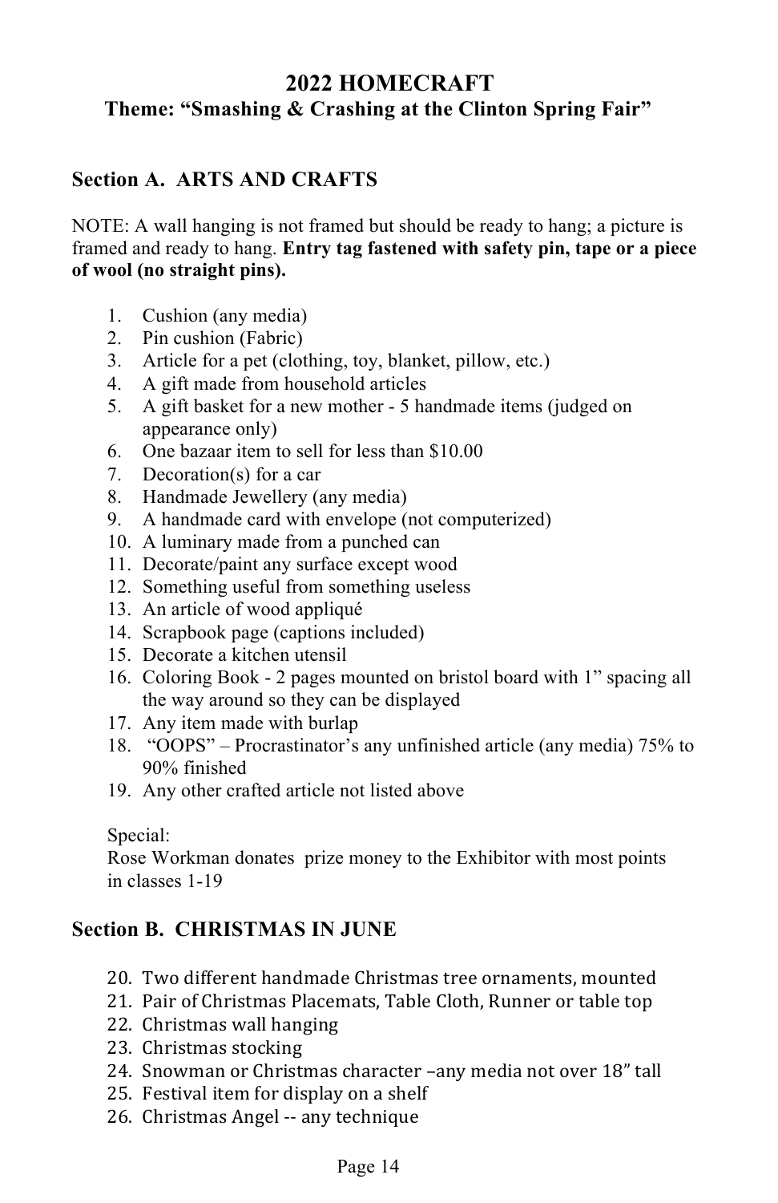# 2022 HOMECRAFT

## Theme: "Smashing & Crashing at the Clinton Spring Fair"

### Section A. ARTS AND CRAFTS

NOTE: A wall hanging is not framed but should be ready to hang; a picture is framed and ready to hang. **Entry tag fastened with safety pin, tape or a piece of wool (no straight pins).**

1. Cushion (any media)
2. Pin cushion (Fabric)
3. Article for a pet (clothing, toy, blanket, pillow, etc.)
4. A gift made from household articles
5. A gift basket for a new mother - 5 handmade items (judged on appearance only)
6. One bazaar item to sell for less than $10.00
7. Decoration(s) for a car
8. Handmade Jewellery (any media)
9. A handmade card with envelope (not computerized)
10. A luminary made from a punched can
11. Decorate/paint any surface except wood
12. Something useful from something useless
13. An article of wood appliqué
14. Scrapbook page (captions included)
15. Decorate a kitchen utensil
16. Coloring Book - 2 pages mounted on bristol board with 1" spacing all the way around so they can be displayed
17. Any item made with burlap
18. "OOPS" – Procrastinator's any unfinished article (any media) 75% to 90% finished
19. Any other crafted article not listed above

Special:
Rose Workman donates prize money to the Exhibitor with most points in classes 1-19

### Section B. CHRISTMAS IN JUNE

20. Two different handmade Christmas tree ornaments, mounted
21. Pair of Christmas Placemats, Table Cloth, Runner or table top
22. Christmas wall hanging
23. Christmas stocking
24. Snowman or Christmas character –any media not over 18" tall
25. Festival item for display on a shelf
26. Christmas Angel -- any technique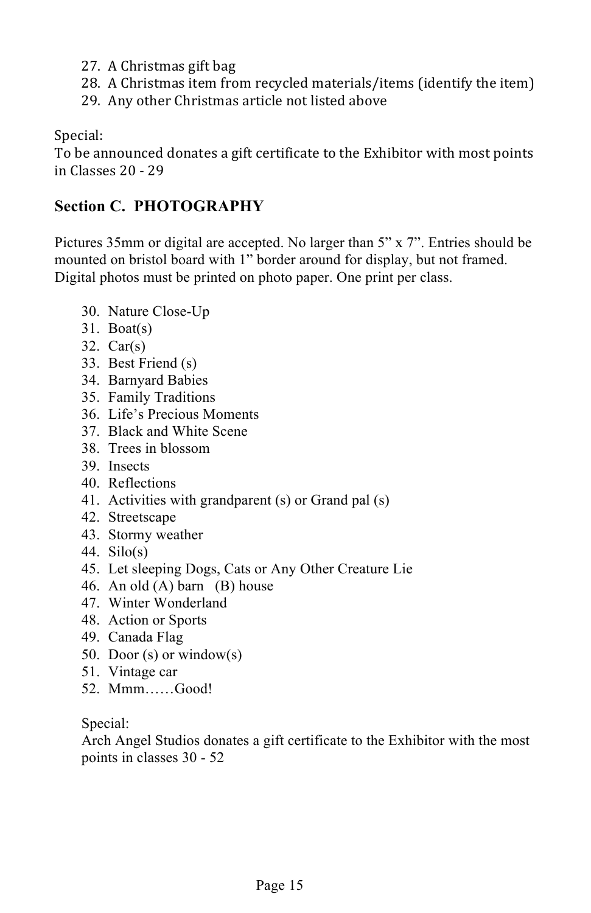27. A Christmas gift bag
28. A Christmas item from recycled materials/items (identify the item)
29. Any other Christmas article not listed above

Special:
To be announced donates a gift certificate to the Exhibitor with most points in Classes 20 - 29

## Section C. PHOTOGRAPHY

Pictures 35mm or digital are accepted. No larger than 5” x 7”. Entries should be mounted on bristol board with 1” border around for display, but not framed. Digital photos must be printed on photo paper. One print per class.

30. Nature Close-Up
31. Boat(s)
32. Car(s)
33. Best Friend (s)
34. Barnyard Babies
35. Family Traditions
36. Life’s Precious Moments
37. Black and White Scene
38. Trees in blossom
39. Insects
40. Reflections
41. Activities with grandparent (s) or Grand pal (s)
42. Streetscape
43. Stormy weather
44. Silo(s)
45. Let sleeping Dogs, Cats or Any Other Creature Lie
46. An old (A) barn (B) house
47. Winter Wonderland
48. Action or Sports
49. Canada Flag
50. Door (s) or window(s)
51. Vintage car
52. Mmm……Good!

Special:
Arch Angel Studios donates a gift certificate to the Exhibitor with the most points in classes 30 - 52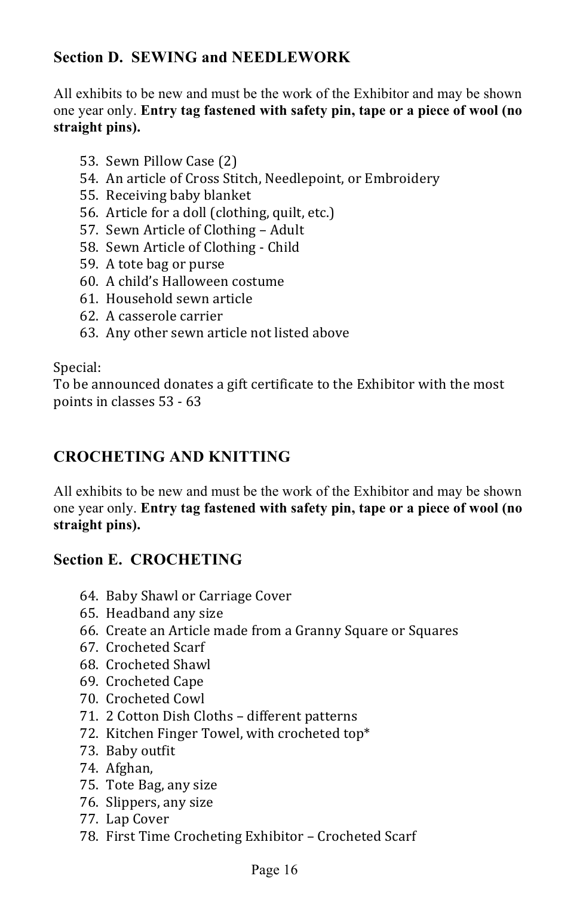## Section D. SEWING and NEEDLEWORK

All exhibits to be new and must be the work of the Exhibitor and may be shown one year only. **Entry tag fastened with safety pin, tape or a piece of wool (no straight pins).**

53. Sewn Pillow Case (2)
54. An article of Cross Stitch, Needlepoint, or Embroidery
55. Receiving baby blanket
56. Article for a doll (clothing, quilt, etc.)
57. Sewn Article of Clothing – Adult
58. Sewn Article of Clothing - Child
59. A tote bag or purse
60. A child's Halloween costume
61. Household sewn article
62. A casserole carrier
63. Any other sewn article not listed above

Special:
To be announced donates a gift certificate to the Exhibitor with the most points in classes 53 - 63

## CROCHETING AND KNITTING

All exhibits to be new and must be the work of the Exhibitor and may be shown one year only. **Entry tag fastened with safety pin, tape or a piece of wool (no straight pins).**

## Section E. CROCHETING

64. Baby Shawl or Carriage Cover
65. Headband any size
66. Create an Article made from a Granny Square or Squares
67. Crocheted Scarf
68. Crocheted Shawl
69. Crocheted Cape
70. Crocheted Cowl
71. 2 Cotton Dish Cloths – different patterns
72. Kitchen Finger Towel, with crocheted top*
73. Baby outfit
74. Afghan,
75. Tote Bag, any size
76. Slippers, any size
77. Lap Cover
78. First Time Crocheting Exhibitor – Crocheted Scarf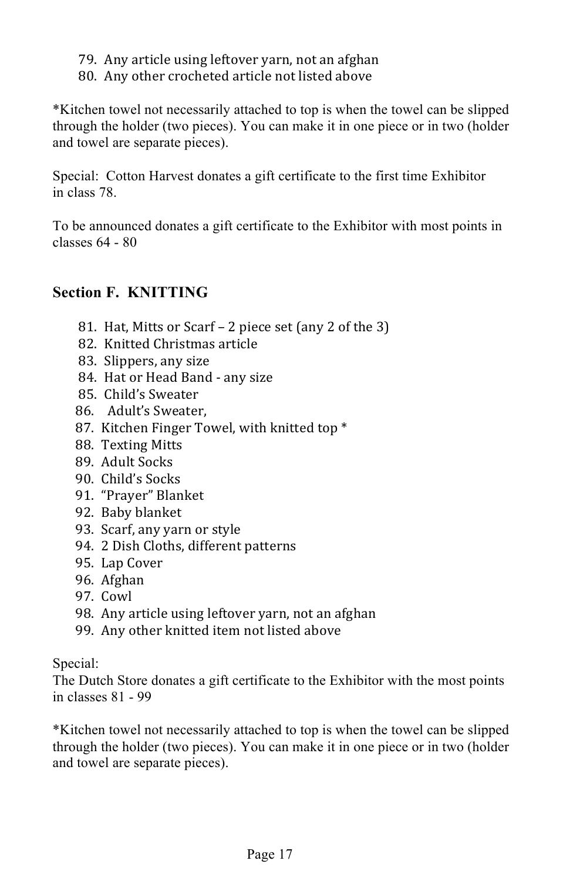79. Any article using leftover yarn, not an afghan
80. Any other crocheted article not listed above

*Kitchen towel not necessarily attached to top is when the towel can be slipped through the holder (two pieces). You can make it in one piece or in two (holder and towel are separate pieces).

Special: Cotton Harvest donates a gift certificate to the first time Exhibitor in class 78.

To be announced donates a gift certificate to the Exhibitor with most points in classes 64 - 80

## Section F. KNITTING

81. Hat, Mitts or Scarf – 2 piece set (any 2 of the 3)
82. Knitted Christmas article
83. Slippers, any size
84. Hat or Head Band - any size
85. Child's Sweater
86. Adult's Sweater,
87. Kitchen Finger Towel, with knitted top *
88. Texting Mitts
89. Adult Socks
90. Child's Socks
91. "Prayer" Blanket
92. Baby blanket
93. Scarf, any yarn or style
94. 2 Dish Cloths, different patterns
95. Lap Cover
96. Afghan
97. Cowl
98. Any article using leftover yarn, not an afghan
99. Any other knitted item not listed above

Special:
The Dutch Store donates a gift certificate to the Exhibitor with the most points in classes 81 - 99

*Kitchen towel not necessarily attached to top is when the towel can be slipped through the holder (two pieces). You can make it in one piece or in two (holder and towel are separate pieces).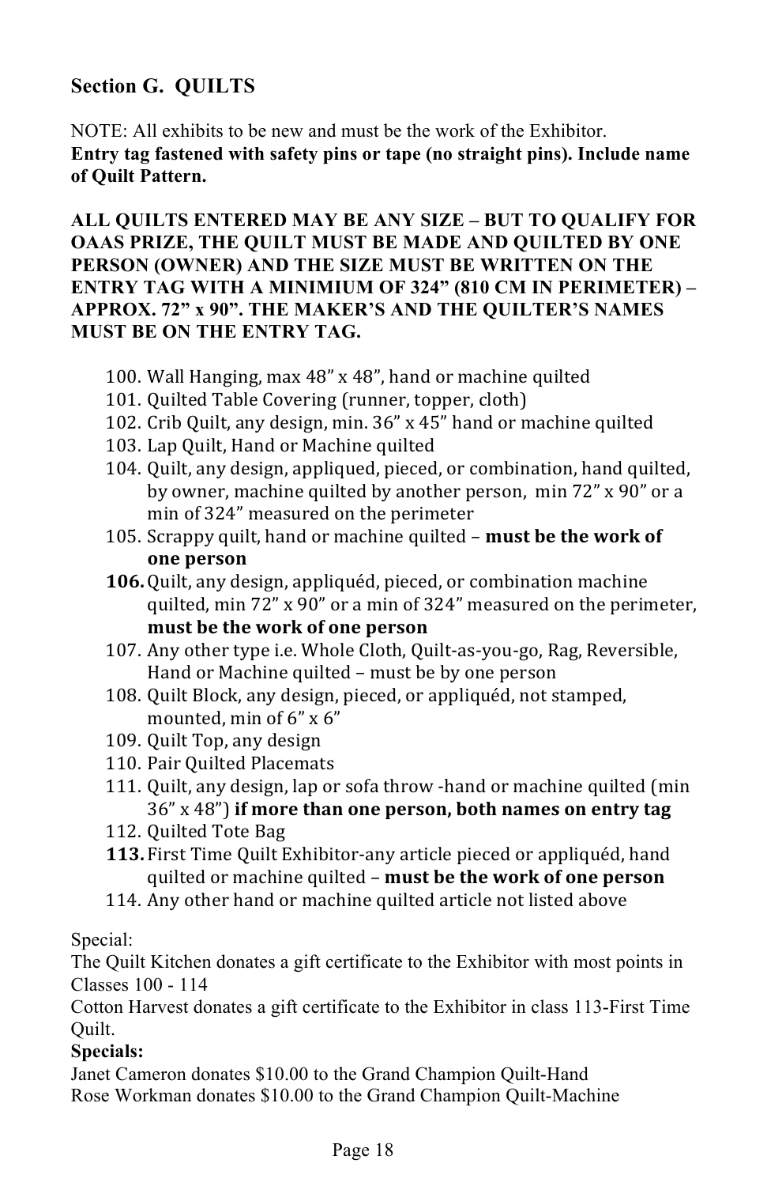## Section G. QUILTS

NOTE: All exhibits to be new and must be the work of the Exhibitor.
**Entry tag fastened with safety pins or tape (no straight pins). Include name of Quilt Pattern.**

**ALL QUILTS ENTERED MAY BE ANY SIZE – BUT TO QUALIFY FOR OAAS PRIZE, THE QUILT MUST BE MADE AND QUILTED BY ONE PERSON (OWNER) AND THE SIZE MUST BE WRITTEN ON THE ENTRY TAG WITH A MINIMIUM OF 324" (810 CM IN PERIMETER) – APPROX. 72" x 90". THE MAKER'S AND THE QUILTER'S NAMES MUST BE ON THE ENTRY TAG.**

100. Wall Hanging, max 48" x 48", hand or machine quilted
101. Quilted Table Covering (runner, topper, cloth)
102. Crib Quilt, any design, min. 36" x 45" hand or machine quilted
103. Lap Quilt, Hand or Machine quilted
104. Quilt, any design, appliqued, pieced, or combination, hand quilted, by owner, machine quilted by another person, min 72" x 90" or a min of 324" measured on the perimeter
105. Scrappy quilt, hand or machine quilted – **must be the work of one person**
106. Quilt, any design, appliquéd, pieced, or combination machine quilted, min 72" x 90" or a min of 324" measured on the perimeter, **must be the work of one person**
107. Any other type i.e. Whole Cloth, Quilt-as-you-go, Rag, Reversible, Hand or Machine quilted – must be by one person
108. Quilt Block, any design, pieced, or appliquéd, not stamped, mounted, min of 6" x 6"
109. Quilt Top, any design
110. Pair Quilted Placemats
111. Quilt, any design, lap or sofa throw -hand or machine quilted (min 36" x 48") **if more than one person, both names on entry tag**
112. Quilted Tote Bag
113. First Time Quilt Exhibitor-any article pieced or appliquéd, hand quilted or machine quilted – **must be the work of one person**
114. Any other hand or machine quilted article not listed above

Special:
The Quilt Kitchen donates a gift certificate to the Exhibitor with most points in Classes 100 - 114
Cotton Harvest donates a gift certificate to the Exhibitor in class 113-First Time Quilt.

**Specials:**
Janet Cameron donates $10.00 to the Grand Champion Quilt-Hand
Rose Workman donates $10.00 to the Grand Champion Quilt-Machine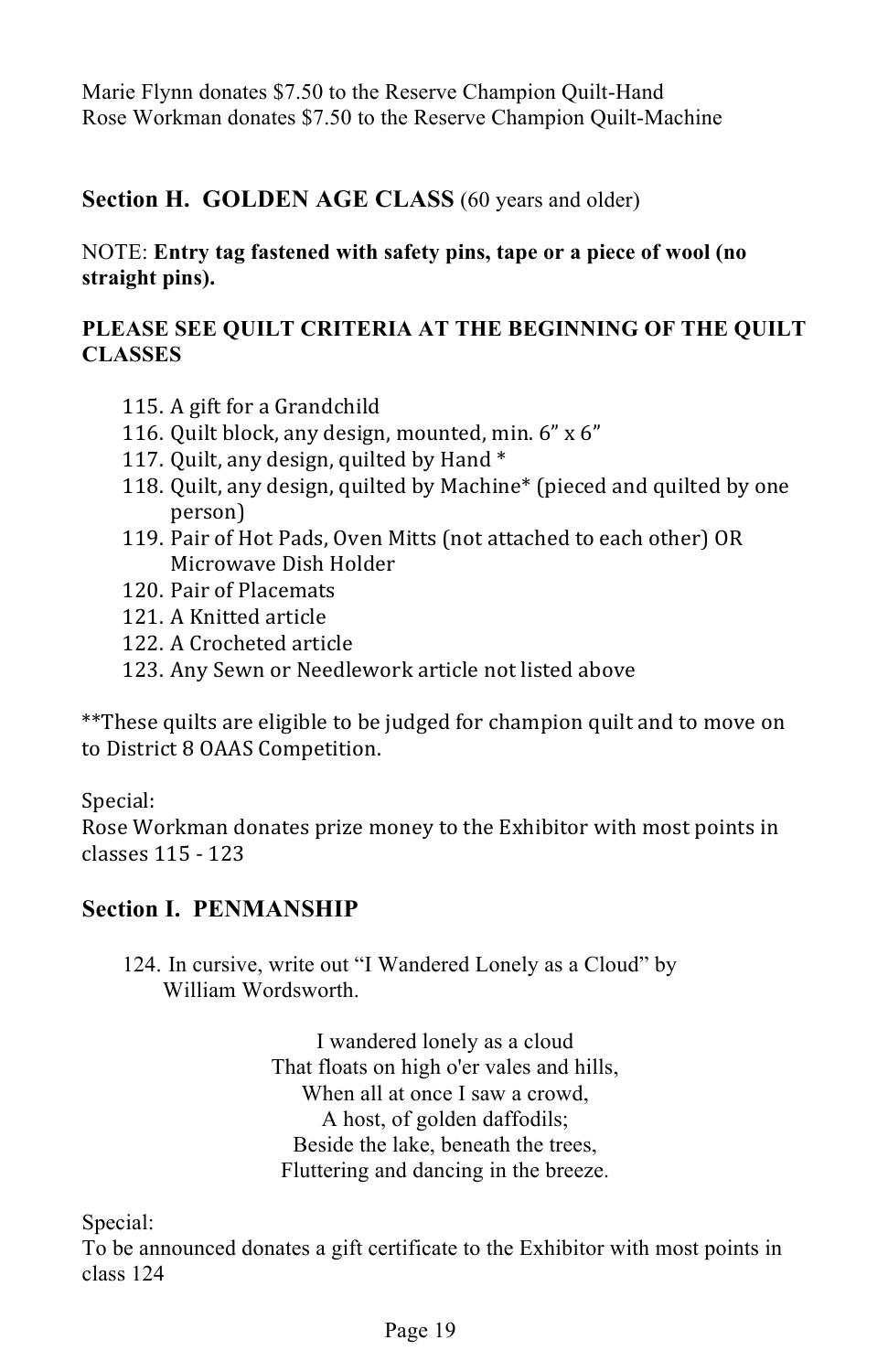Marie Flynn donates $7.50 to the Reserve Champion Quilt-Hand
Rose Workman donates $7.50 to the Reserve Champion Quilt-Machine

## Section H. GOLDEN AGE CLASS (60 years and older)

NOTE: **Entry tag fastened with safety pins, tape or a piece of wool (no straight pins).**

**PLEASE SEE QUILT CRITERIA AT THE BEGINNING OF THE QUILT CLASSES**

115. A gift for a Grandchild
116. Quilt block, any design, mounted, min. 6” x 6”
117. Quilt, any design, quilted by Hand *
118. Quilt, any design, quilted by Machine* (pieced and quilted by one person)
119. Pair of Hot Pads, Oven Mitts (not attached to each other) OR Microwave Dish Holder
120. Pair of Placemats
121. A Knitted article
122. A Crocheted article
123. Any Sewn or Needlework article not listed above

**These quilts are eligible to be judged for champion quilt and to move on to District 8 OAAS Competition.

Special:
Rose Workman donates prize money to the Exhibitor with most points in classes 115 - 123

## Section I. PENMANSHIP

124. In cursive, write out “I Wandered Lonely as a Cloud” by William Wordsworth.

I wandered lonely as a cloud
That floats on high o'er vales and hills,
When all at once I saw a crowd,
A host, of golden daffodils;
Beside the lake, beneath the trees,
Fluttering and dancing in the breeze.

Special:
To be announced donates a gift certificate to the Exhibitor with most points in class 124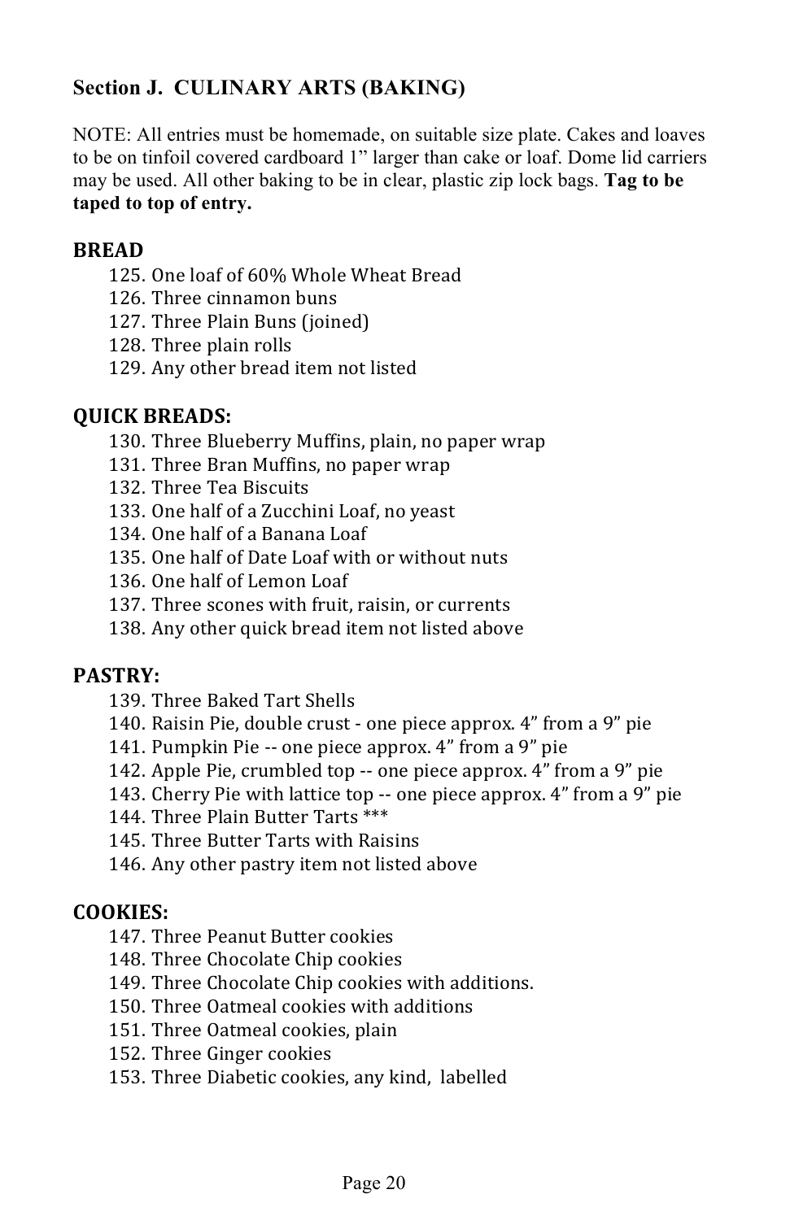## Section J. CULINARY ARTS (BAKING)

NOTE: All entries must be homemade, on suitable size plate. Cakes and loaves to be on tinfoil covered cardboard 1" larger than cake or loaf. Dome lid carriers may be used. All other baking to be in clear, plastic zip lock bags. **Tag to be taped to top of entry.**

### BREAD

125. One loaf of 60% Whole Wheat Bread
126. Three cinnamon buns
127. Three Plain Buns (joined)
128. Three plain rolls
129. Any other bread item not listed

### QUICK BREADS:

130. Three Blueberry Muffins, plain, no paper wrap
131. Three Bran Muffins, no paper wrap
132. Three Tea Biscuits
133. One half of a Zucchini Loaf, no yeast
134. One half of a Banana Loaf
135. One half of Date Loaf with or without nuts
136. One half of Lemon Loaf
137. Three scones with fruit, raisin, or currents
138. Any other quick bread item not listed above

### PASTRY:

139. Three Baked Tart Shells
140. Raisin Pie, double crust - one piece approx. 4" from a 9" pie
141. Pumpkin Pie -- one piece approx. 4" from a 9" pie
142. Apple Pie, crumbled top -- one piece approx. 4" from a 9" pie
143. Cherry Pie with lattice top -- one piece approx. 4" from a 9" pie
144. Three Plain Butter Tarts ***
145. Three Butter Tarts with Raisins
146. Any other pastry item not listed above

### COOKIES:

147. Three Peanut Butter cookies
148. Three Chocolate Chip cookies
149. Three Chocolate Chip cookies with additions.
150. Three Oatmeal cookies with additions
151. Three Oatmeal cookies, plain
152. Three Ginger cookies
153. Three Diabetic cookies, any kind, labelled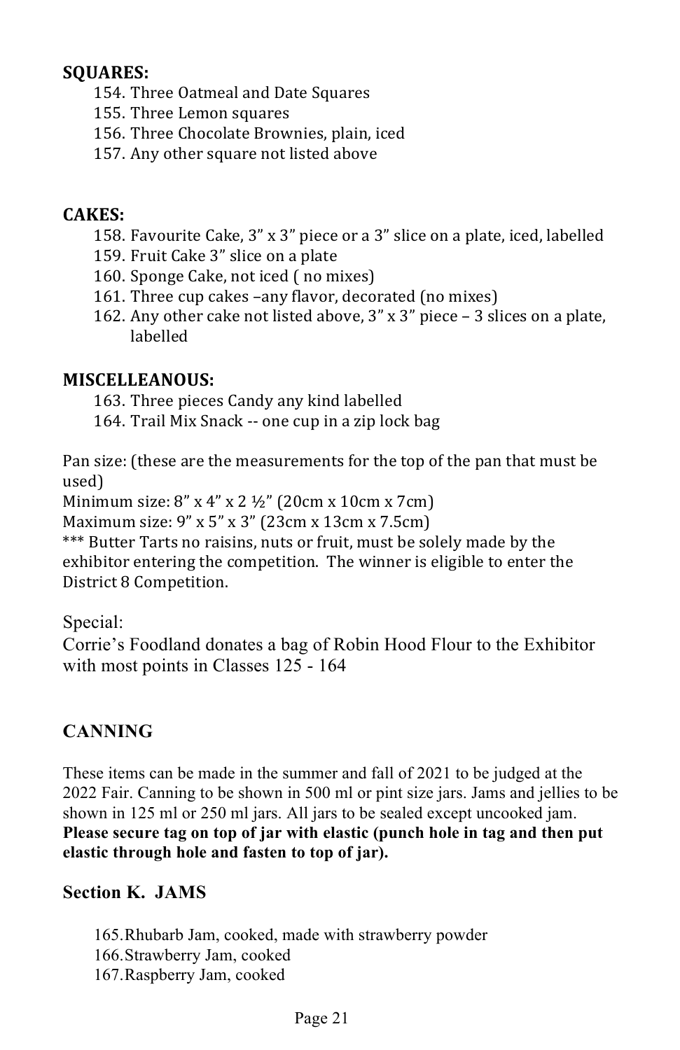**SQUARES:**

154. Three Oatmeal and Date Squares
155. Three Lemon squares
156. Three Chocolate Brownies, plain, iced
157. Any other square not listed above

**CAKES:**

158. Favourite Cake, 3" x 3" piece or a 3" slice on a plate, iced, labelled
159. Fruit Cake 3" slice on a plate
160. Sponge Cake, not iced ( no mixes)
161. Three cup cakes –any flavor, decorated (no mixes)
162. Any other cake not listed above, 3" x 3" piece – 3 slices on a plate, labelled

**MISCELLEANOUS:**

163. Three pieces Candy any kind labelled
164. Trail Mix Snack -- one cup in a zip lock bag

Pan size: (these are the measurements for the top of the pan that must be used)
Minimum size: 8" x 4" x 2 ½" (20cm x 10cm x 7cm)
Maximum size: 9" x 5" x 3" (23cm x 13cm x 7.5cm)
*** Butter Tarts no raisins, nuts or fruit, must be solely made by the exhibitor entering the competition. The winner is eligible to enter the District 8 Competition.

Special:
Corrie's Foodland donates a bag of Robin Hood Flour to the Exhibitor with most points in Classes 125 - 164

## CANNING

These items can be made in the summer and fall of 2021 to be judged at the 2022 Fair. Canning to be shown in 500 ml or pint size jars. Jams and jellies to be shown in 125 ml or 250 ml jars. All jars to be sealed except uncooked jam.
**Please secure tag on top of jar with elastic (punch hole in tag and then put elastic through hole and fasten to top of jar).**

### Section K. JAMS

165. Rhubarb Jam, cooked, made with strawberry powder
166. Strawberry Jam, cooked
167. Raspberry Jam, cooked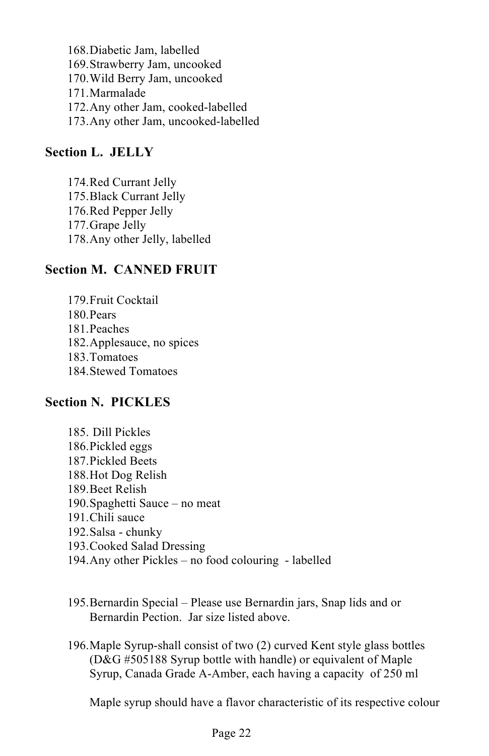168. Diabetic Jam, labelled
169. Strawberry Jam, uncooked
170. Wild Berry Jam, uncooked
171. Marmalade
172. Any other Jam, cooked-labelled
173. Any other Jam, uncooked-labelled

## Section L. JELLY

174. Red Currant Jelly
175. Black Currant Jelly
176. Red Pepper Jelly
177. Grape Jelly
178. Any other Jelly, labelled

## Section M. CANNED FRUIT

179. Fruit Cocktail
180. Pears
181. Peaches
182. Applesauce, no spices
183. Tomatoes
184. Stewed Tomatoes

## Section N. PICKLES

185. Dill Pickles
186. Pickled eggs
187. Pickled Beets
188. Hot Dog Relish
189. Beet Relish
190. Spaghetti Sauce – no meat
191. Chili sauce
192. Salsa - chunky
193. Cooked Salad Dressing
194. Any other Pickles – no food colouring - labelled

195. Bernardin Special – Please use Bernardin jars, Snap lids and or Bernardin Pection. Jar size listed above.

196. Maple Syrup-shall consist of two (2) curved Kent style glass bottles (D&G #505188 Syrup bottle with handle) or equivalent of Maple Syrup, Canada Grade A-Amber, each having a capacity of 250 ml

     Maple syrup should have a flavor characteristic of its respective colour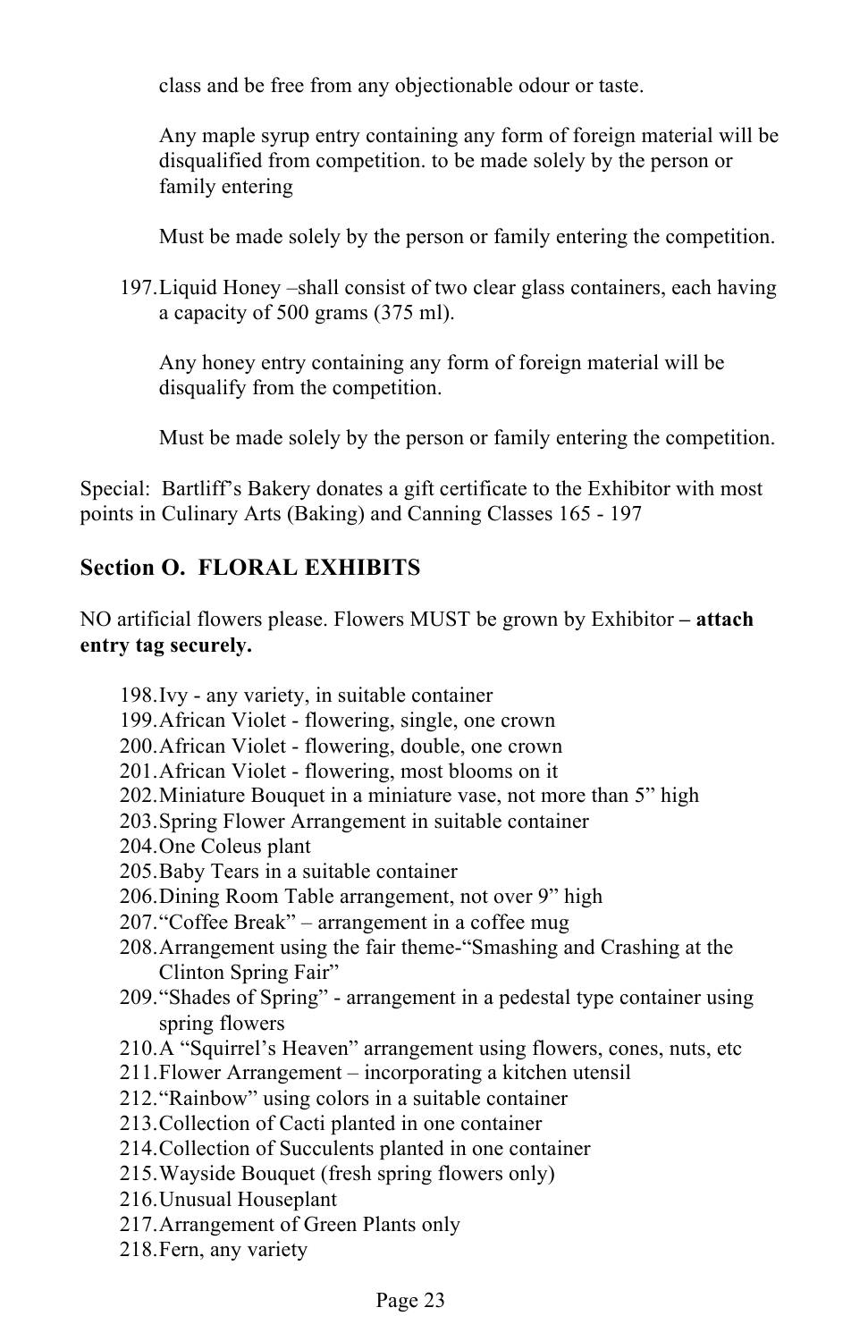class and be free from any objectionable odour or taste.

Any maple syrup entry containing any form of foreign material will be disqualified from competition. to be made solely by the person or family entering

Must be made solely by the person or family entering the competition.

197. Liquid Honey –shall consist of two clear glass containers, each having a capacity of 500 grams (375 ml).

    Any honey entry containing any form of foreign material will be disqualify from the competition.

    Must be made solely by the person or family entering the competition.

Special: Bartliff's Bakery donates a gift certificate to the Exhibitor with most points in Culinary Arts (Baking) and Canning Classes 165 - 197

## Section O. FLORAL EXHIBITS

NO artificial flowers please. Flowers MUST be grown by Exhibitor **– attach entry tag securely.**

198. Ivy - any variety, in suitable container
199. African Violet - flowering, single, one crown
200. African Violet - flowering, double, one crown
201. African Violet - flowering, most blooms on it
202. Miniature Bouquet in a miniature vase, not more than 5" high
203. Spring Flower Arrangement in suitable container
204. One Coleus plant
205. Baby Tears in a suitable container
206. Dining Room Table arrangement, not over 9" high
207. "Coffee Break" – arrangement in a coffee mug
208. Arrangement using the fair theme-"Smashing and Crashing at the Clinton Spring Fair"
209. "Shades of Spring" - arrangement in a pedestal type container using spring flowers
210. A "Squirrel's Heaven" arrangement using flowers, cones, nuts, etc
211. Flower Arrangement – incorporating a kitchen utensil
212. "Rainbow" using colors in a suitable container
213. Collection of Cacti planted in one container
214. Collection of Succulents planted in one container
215. Wayside Bouquet (fresh spring flowers only)
216. Unusual Houseplant
217. Arrangement of Green Plants only
218. Fern, any variety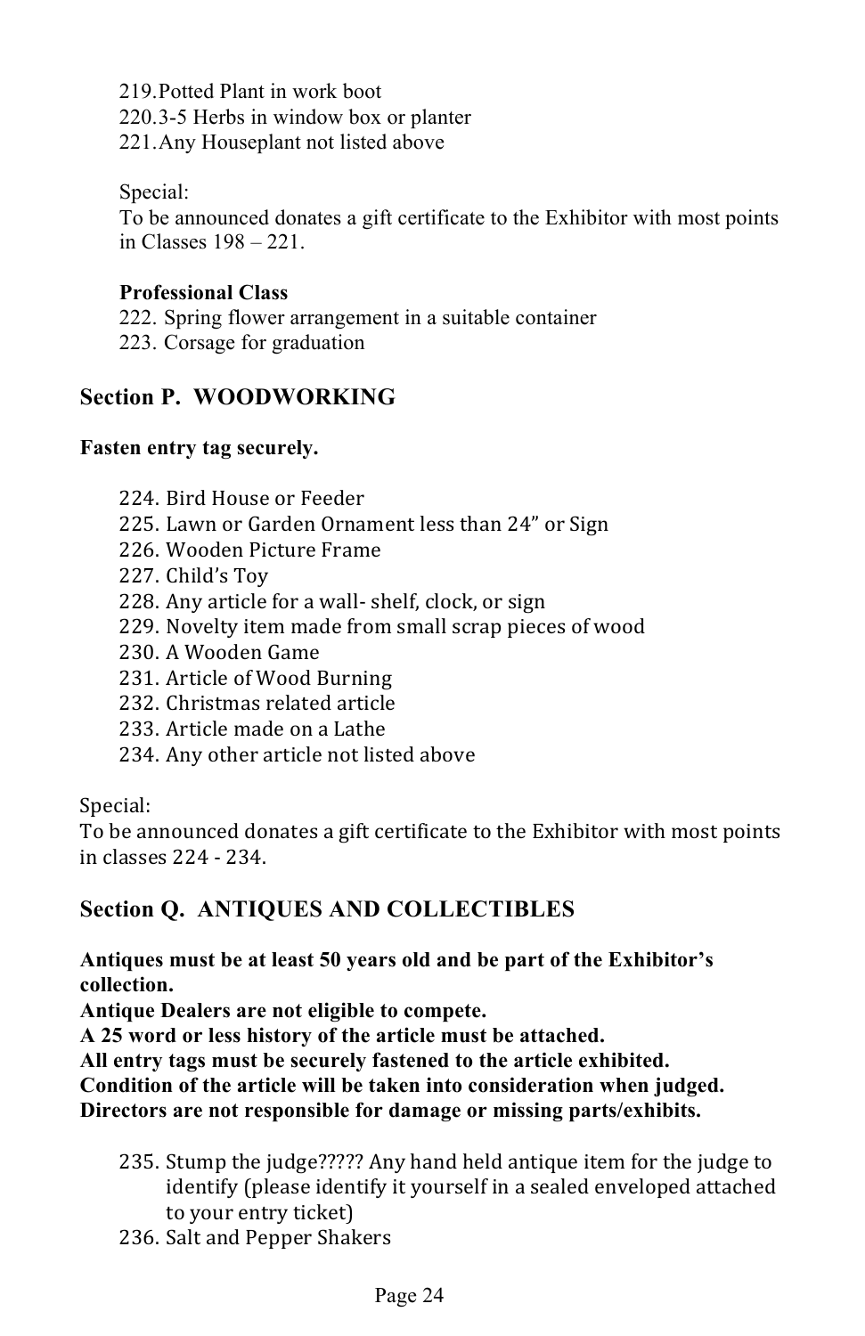219. Potted Plant in work boot
220. 3-5 Herbs in window box or planter
221. Any Houseplant not listed above

Special:
To be announced donates a gift certificate to the Exhibitor with most points in Classes 198 – 221.

**Professional Class**

222. Spring flower arrangement in a suitable container
223. Corsage for graduation

## Section P. WOODWORKING

**Fasten entry tag securely.**

224. Bird House or Feeder
225. Lawn or Garden Ornament less than 24" or Sign
226. Wooden Picture Frame
227. Child's Toy
228. Any article for a wall- shelf, clock, or sign
229. Novelty item made from small scrap pieces of wood
230. A Wooden Game
231. Article of Wood Burning
232. Christmas related article
233. Article made on a Lathe
234. Any other article not listed above

Special:
To be announced donates a gift certificate to the Exhibitor with most points in classes 224 - 234.

## Section Q. ANTIQUES AND COLLECTIBLES

**Antiques must be at least 50 years old and be part of the Exhibitor's collection.**
**Antique Dealers are not eligible to compete.**
**A 25 word or less history of the article must be attached.**
**All entry tags must be securely fastened to the article exhibited.**
**Condition of the article will be taken into consideration when judged.**
**Directors are not responsible for damage or missing parts/exhibits.**

235. Stump the judge????? Any hand held antique item for the judge to identify (please identify it yourself in a sealed enveloped attached to your entry ticket)
236. Salt and Pepper Shakers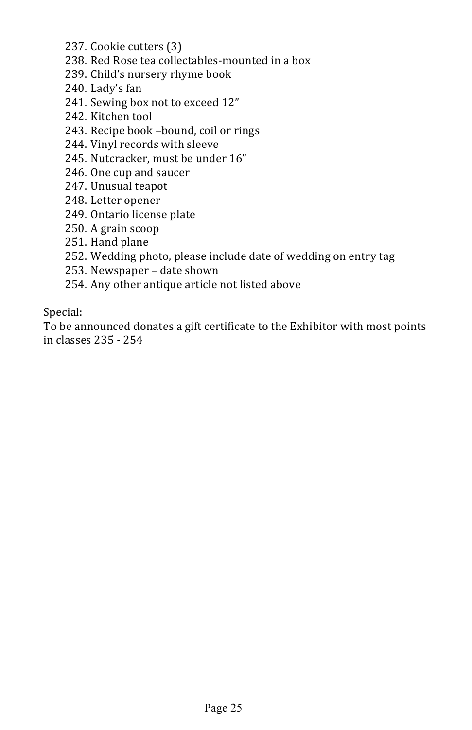237. Cookie cutters (3)
238. Red Rose tea collectables-mounted in a box
239. Child's nursery rhyme book
240. Lady's fan
241. Sewing box not to exceed 12"
242. Kitchen tool
243. Recipe book –bound, coil or rings
244. Vinyl records with sleeve
245. Nutcracker, must be under 16"
246. One cup and saucer
247. Unusual teapot
248. Letter opener
249. Ontario license plate
250. A grain scoop
251. Hand plane
252. Wedding photo, please include date of wedding on entry tag
253. Newspaper – date shown
254. Any other antique article not listed above

Special:
To be announced donates a gift certificate to the Exhibitor with most points in classes 235 - 254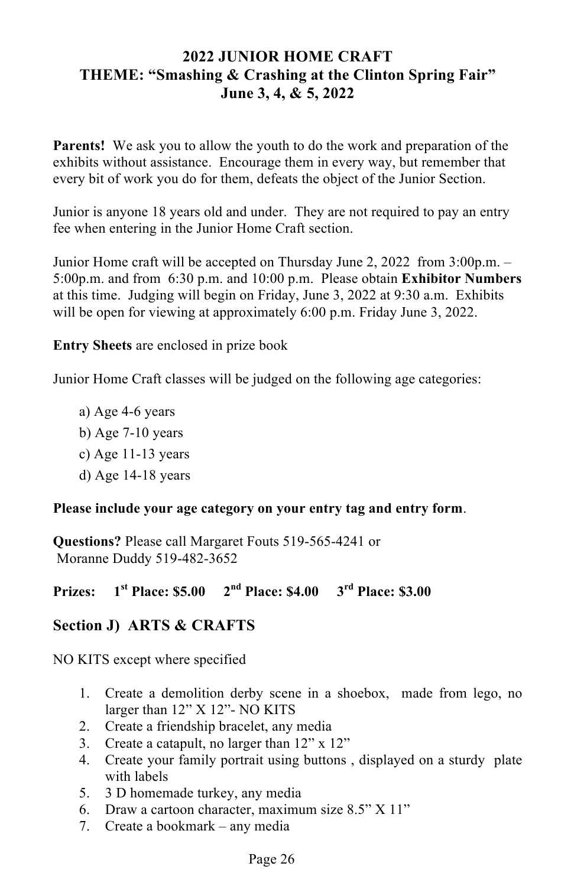# 2022 JUNIOR HOME CRAFT
# THEME: "Smashing & Crashing at the Clinton Spring Fair"
# June 3, 4, & 5, 2022

**Parents!** We ask you to allow the youth to do the work and preparation of the exhibits without assistance. Encourage them in every way, but remember that every bit of work you do for them, defeats the object of the Junior Section.

Junior is anyone 18 years old and under. They are not required to pay an entry fee when entering in the Junior Home Craft section.

Junior Home craft will be accepted on Thursday June 2, 2022 from 3:00p.m. – 5:00p.m. and from 6:30 p.m. and 10:00 p.m. Please obtain **Exhibitor Numbers** at this time. Judging will begin on Friday, June 3, 2022 at 9:30 a.m. Exhibits will be open for viewing at approximately 6:00 p.m. Friday June 3, 2022.

**Entry Sheets** are enclosed in prize book

Junior Home Craft classes will be judged on the following age categories:

a) Age 4-6 years
b) Age 7-10 years
c) Age 11-13 years
d) Age 14-18 years

**Please include your age category on your entry tag and entry form**.

**Questions?** Please call Margaret Fouts 519-565-4241 or Moranne Duddy 519-482-3652

**Prizes: 1st Place: $5.00 2nd Place: $4.00 3rd Place: $3.00**

## Section J) ARTS & CRAFTS

NO KITS except where specified

1. Create a demolition derby scene in a shoebox, made from lego, no larger than 12" X 12"- NO KITS
2. Create a friendship bracelet, any media
3. Create a catapult, no larger than 12" x 12"
4. Create your family portrait using buttons , displayed on a sturdy plate with labels
5. 3 D homemade turkey, any media
6. Draw a cartoon character, maximum size 8.5" X 11"
7. Create a bookmark – any media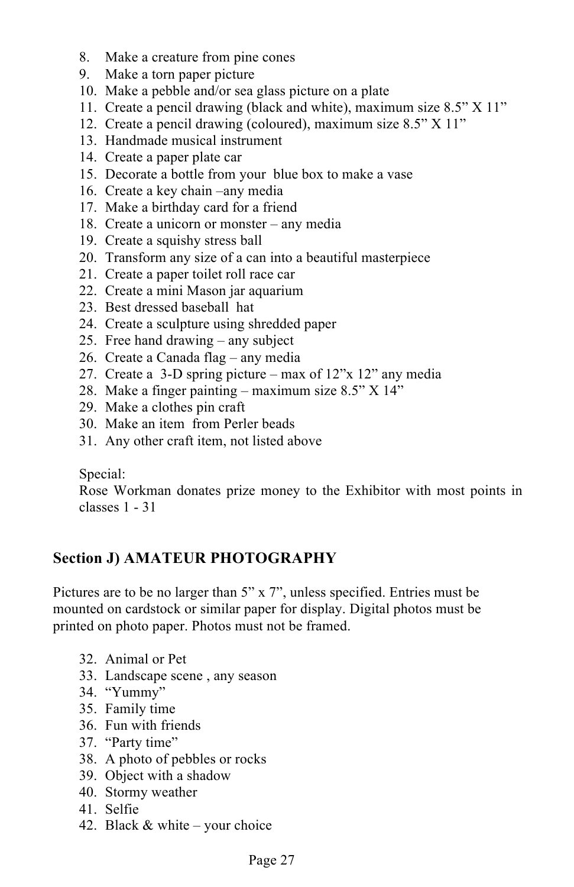8. Make a creature from pine cones
9. Make a torn paper picture
10. Make a pebble and/or sea glass picture on a plate
11. Create a pencil drawing (black and white), maximum size 8.5” X 11”
12. Create a pencil drawing (coloured), maximum size 8.5” X 11”
13. Handmade musical instrument
14. Create a paper plate car
15. Decorate a bottle from your blue box to make a vase
16. Create a key chain –any media
17. Make a birthday card for a friend
18. Create a unicorn or monster – any media
19. Create a squishy stress ball
20. Transform any size of a can into a beautiful masterpiece
21. Create a paper toilet roll race car
22. Create a mini Mason jar aquarium
23. Best dressed baseball hat
24. Create a sculpture using shredded paper
25. Free hand drawing – any subject
26. Create a Canada flag – any media
27. Create a 3-D spring picture – max of 12”x 12” any media
28. Make a finger painting – maximum size 8.5” X 14”
29. Make a clothes pin craft
30. Make an item from Perler beads
31. Any other craft item, not listed above

Special:
Rose Workman donates prize money to the Exhibitor with most points in classes 1 - 31

## Section J) AMATEUR PHOTOGRAPHY

Pictures are to be no larger than 5” x 7”, unless specified. Entries must be mounted on cardstock or similar paper for display. Digital photos must be printed on photo paper. Photos must not be framed.

32. Animal or Pet
33. Landscape scene , any season
34. “Yummy”
35. Family time
36. Fun with friends
37. “Party time”
38. A photo of pebbles or rocks
39. Object with a shadow
40. Stormy weather
41. Selfie
42. Black & white – your choice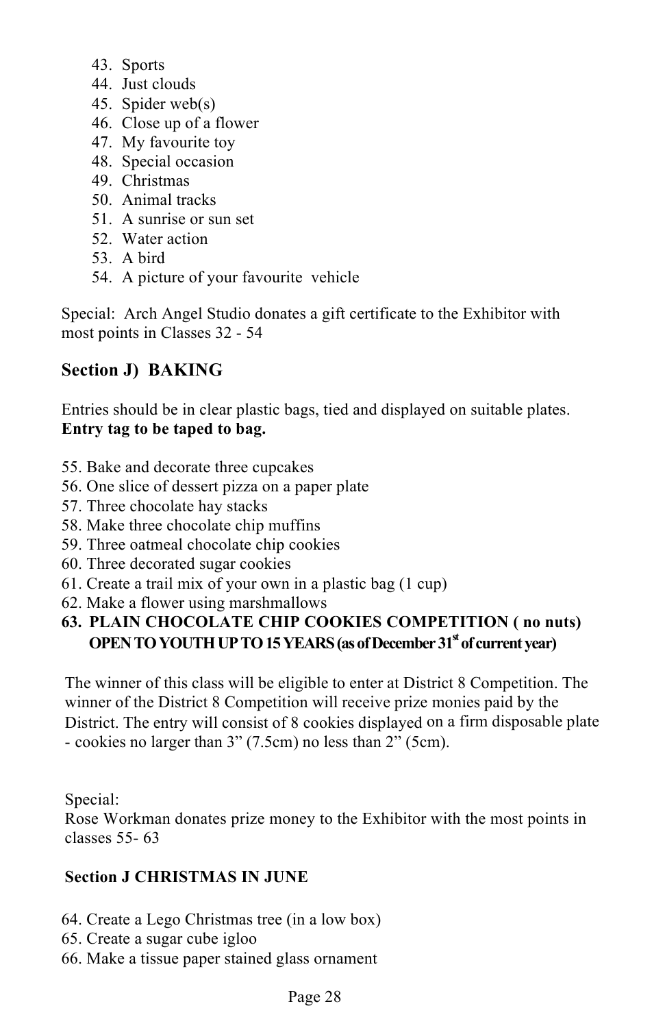43. Sports
44. Just clouds
45. Spider web(s)
46. Close up of a flower
47. My favourite toy
48. Special occasion
49. Christmas
50. Animal tracks
51. A sunrise or sun set
52. Water action
53. A bird
54. A picture of your favourite vehicle

Special: Arch Angel Studio donates a gift certificate to the Exhibitor with most points in Classes 32 - 54

## Section J) BAKING

Entries should be in clear plastic bags, tied and displayed on suitable plates. **Entry tag to be taped to bag.**

55. Bake and decorate three cupcakes
56. One slice of dessert pizza on a paper plate
57. Three chocolate hay stacks
58. Make three chocolate chip muffins
59. Three oatmeal chocolate chip cookies
60. Three decorated sugar cookies
61. Create a trail mix of your own in a plastic bag (1 cup)
62. Make a flower using marshmallows
63. **PLAIN CHOCOLATE CHIP COOKIES COMPETITION ( no nuts) OPEN TO YOUTH UP TO 15 YEARS (as of December 31st of current year)**

The winner of this class will be eligible to enter at District 8 Competition. The winner of the District 8 Competition will receive prize monies paid by the District. The entry will consist of 8 cookies displayed on a firm disposable plate - cookies no larger than 3” (7.5cm) no less than 2” (5cm).

Special:
Rose Workman donates prize money to the Exhibitor with the most points in classes 55- 63

## Section J CHRISTMAS IN JUNE

64. Create a Lego Christmas tree (in a low box)
65. Create a sugar cube igloo
66. Make a tissue paper stained glass ornament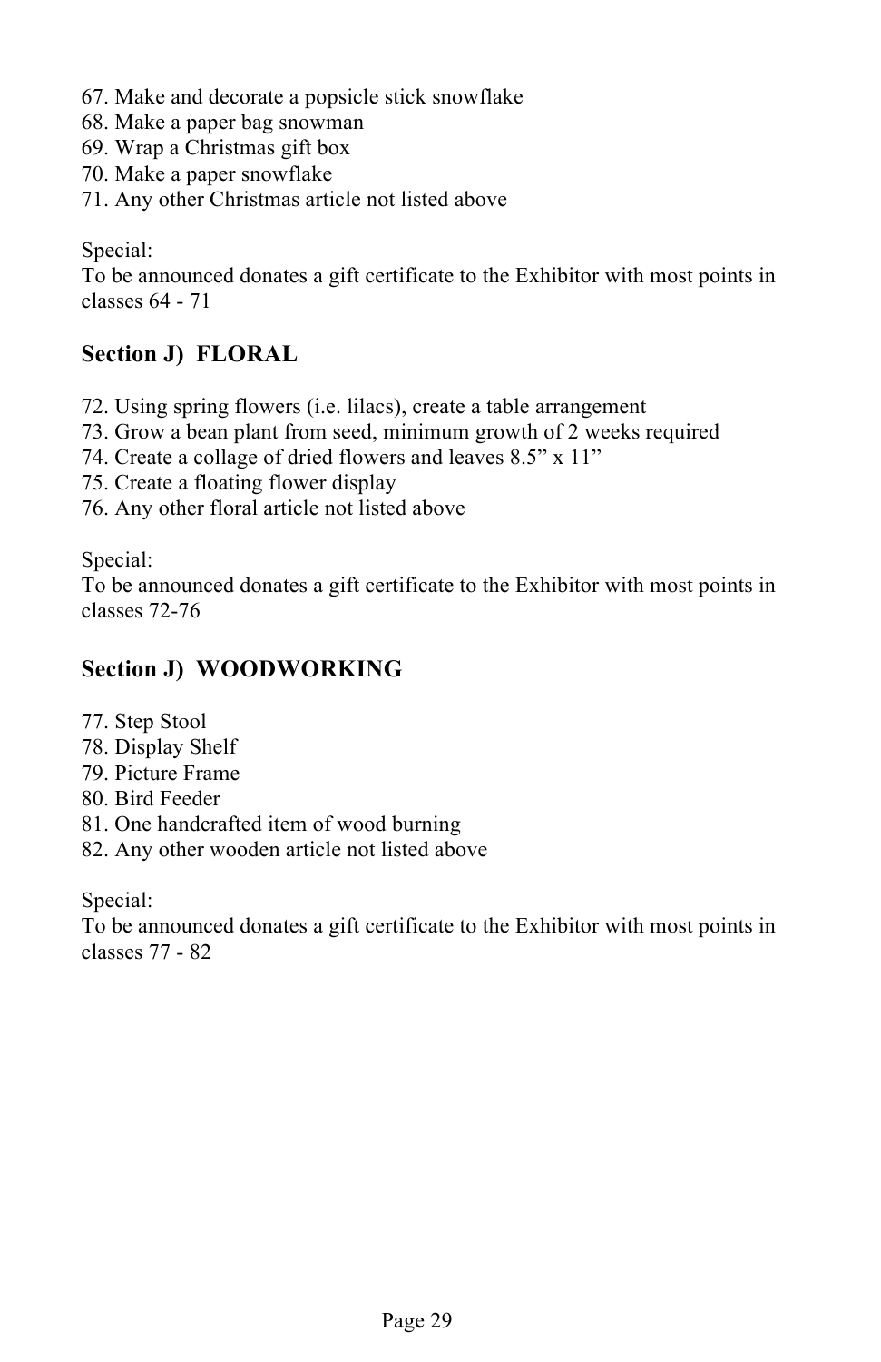67. Make and decorate a popsicle stick snowflake
68. Make a paper bag snowman
69. Wrap a Christmas gift box
70. Make a paper snowflake
71. Any other Christmas article not listed above

Special:
To be announced donates a gift certificate to the Exhibitor with most points in classes 64 - 71

## Section J) FLORAL

72. Using spring flowers (i.e. lilacs), create a table arrangement
73. Grow a bean plant from seed, minimum growth of 2 weeks required
74. Create a collage of dried flowers and leaves 8.5” x 11”
75. Create a floating flower display
76. Any other floral article not listed above

Special:
To be announced donates a gift certificate to the Exhibitor with most points in classes 72-76

## Section J) WOODWORKING

77. Step Stool
78. Display Shelf
79. Picture Frame
80. Bird Feeder
81. One handcrafted item of wood burning
82. Any other wooden article not listed above

Special:
To be announced donates a gift certificate to the Exhibitor with most points in classes 77 - 82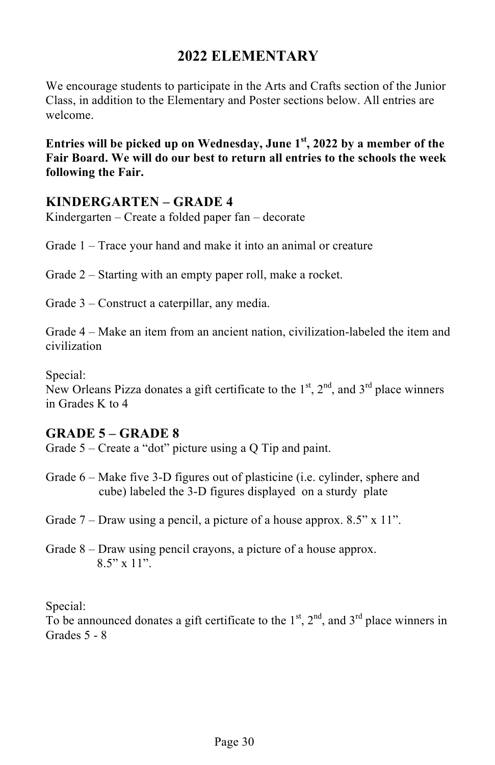# 2022 ELEMENTARY

We encourage students to participate in the Arts and Crafts section of the Junior Class, in addition to the Elementary and Poster sections below. All entries are welcome.

**Entries will be picked up on Wednesday, June 1st, 2022 by a member of the Fair Board. We will do our best to return all entries to the schools the week following the Fair.**

## KINDERGARTEN – GRADE 4

Kindergarten – Create a folded paper fan – decorate

Grade 1 – Trace your hand and make it into an animal or creature

Grade 2 – Starting with an empty paper roll, make a rocket.

Grade 3 – Construct a caterpillar, any media.

Grade 4 – Make an item from an ancient nation, civilization-labeled the item and civilization

Special:
New Orleans Pizza donates a gift certificate to the 1st, 2nd, and 3rd place winners in Grades K to 4

## GRADE 5 – GRADE 8

Grade 5 – Create a "dot" picture using a Q Tip and paint.

Grade 6 – Make five 3-D figures out of plasticine (i.e. cylinder, sphere and cube) labeled the 3-D figures displayed on a sturdy plate

Grade 7 – Draw using a pencil, a picture of a house approx. 8.5" x 11".

Grade 8 – Draw using pencil crayons, a picture of a house approx. 8.5" x 11".

Special:
To be announced donates a gift certificate to the 1st, 2nd, and 3rd place winners in Grades 5 - 8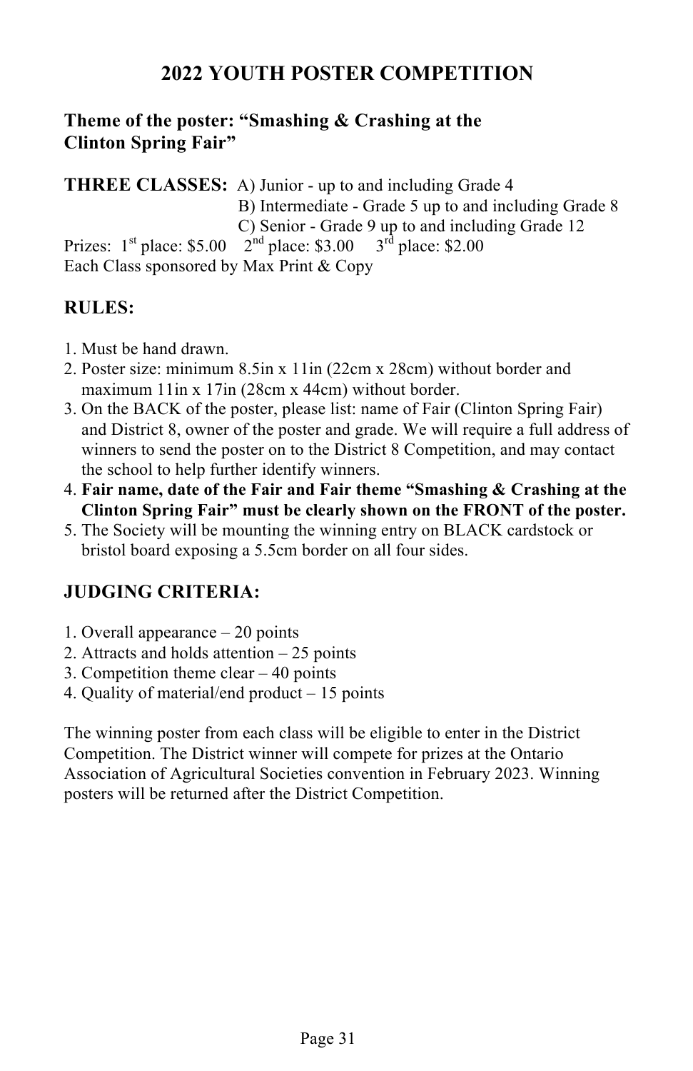# 2022 YOUTH POSTER COMPETITION

**Theme of the poster: “Smashing & Crashing at the Clinton Spring Fair”**

**THREE CLASSES:** A) Junior - up to and including Grade 4
B) Intermediate - Grade 5 up to and including Grade 8
C) Senior - Grade 9 up to and including Grade 12

Prizes: 1st place: $5.00  2nd place: $3.00  3rd place: $2.00
Each Class sponsored by Max Print & Copy

## RULES:

1. Must be hand drawn.
2. Poster size: minimum 8.5in x 11in (22cm x 28cm) without border and maximum 11in x 17in (28cm x 44cm) without border.
3. On the BACK of the poster, please list: name of Fair (Clinton Spring Fair) and District 8, owner of the poster and grade. We will require a full address of winners to send the poster on to the District 8 Competition, and may contact the school to help further identify winners.
4. **Fair name, date of the Fair and Fair theme “Smashing & Crashing at the Clinton Spring Fair” must be clearly shown on the FRONT of the poster.**
5. The Society will be mounting the winning entry on BLACK cardstock or bristol board exposing a 5.5cm border on all four sides.

## JUDGING CRITERIA:

1. Overall appearance – 20 points
2. Attracts and holds attention – 25 points
3. Competition theme clear – 40 points
4. Quality of material/end product – 15 points

The winning poster from each class will be eligible to enter in the District Competition. The District winner will compete for prizes at the Ontario Association of Agricultural Societies convention in February 2023. Winning posters will be returned after the District Competition.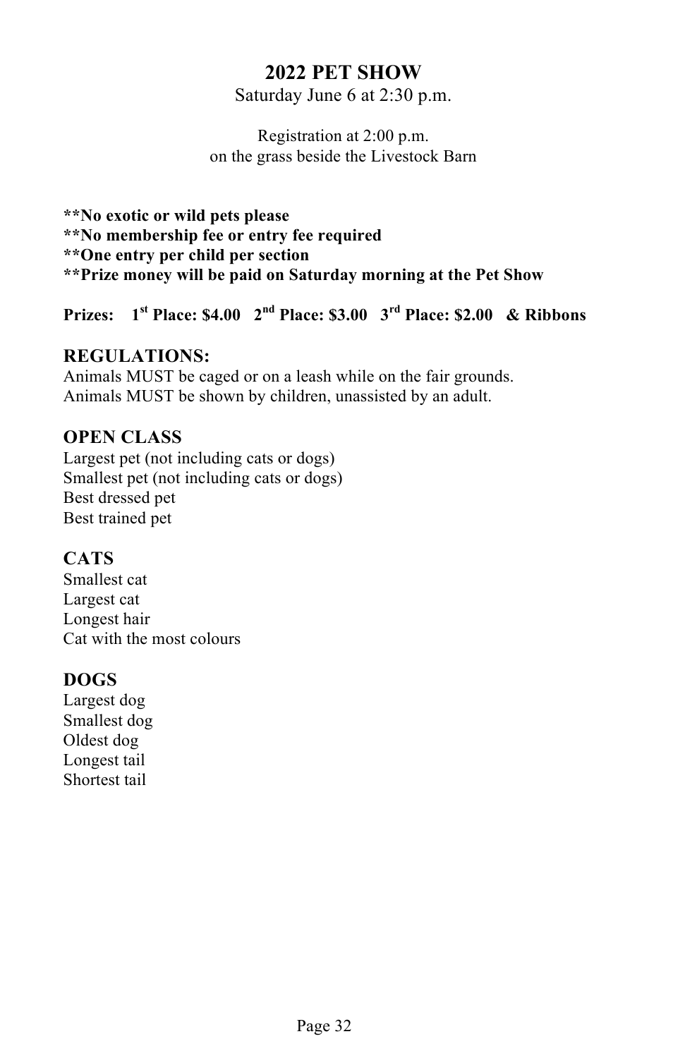# 2022 PET SHOW

Saturday June 6 at 2:30 p.m.

Registration at 2:00 p.m.
on the grass beside the Livestock Barn

**\*\*No exotic or wild pets please**
**\*\*No membership fee or entry fee required**
**\*\*One entry per child per section**
**\*\*Prize money will be paid on Saturday morning at the Pet Show**

**Prizes: 1st Place: $4.00 2nd Place: $3.00 3rd Place: $2.00 & Ribbons**

## REGULATIONS:

Animals MUST be caged or on a leash while on the fair grounds.
Animals MUST be shown by children, unassisted by an adult.

## OPEN CLASS

Largest pet (not including cats or dogs)
Smallest pet (not including cats or dogs)
Best dressed pet
Best trained pet

## CATS

Smallest cat
Largest cat
Longest hair
Cat with the most colours

## DOGS

Largest dog
Smallest dog
Oldest dog
Longest tail
Shortest tail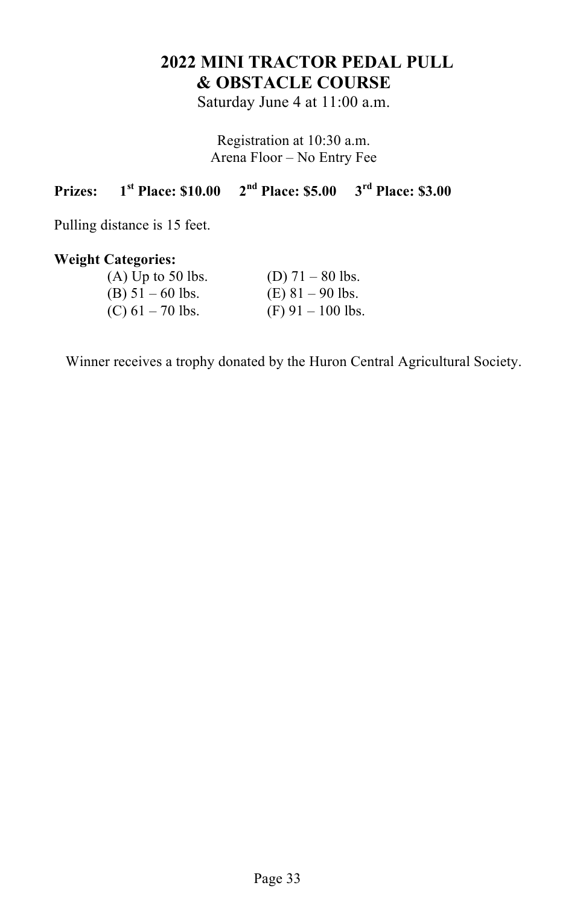# 2022 MINI TRACTOR PEDAL PULL & OBSTACLE COURSE

Saturday June 4 at 11:00 a.m.

Registration at 10:30 a.m.
Arena Floor – No Entry Fee

**Prizes: 1st Place: $10.00 2nd Place: $5.00 3rd Place: $3.00**

Pulling distance is 15 feet.

**Weight Categories:**

(A) Up to 50 lbs.
(B) 51 – 60 lbs.
(C) 61 – 70 lbs.
(D) 71 – 80 lbs.
(E) 81 – 90 lbs.
(F) 91 – 100 lbs.

Winner receives a trophy donated by the Huron Central Agricultural Society.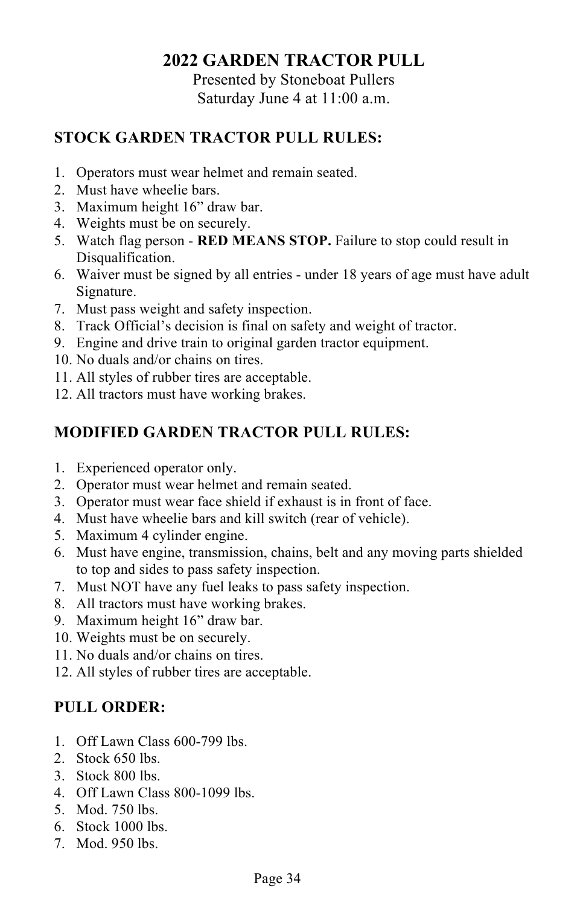# 2022 GARDEN TRACTOR PULL

Presented by Stoneboat Pullers
Saturday June 4 at 11:00 a.m.

## STOCK GARDEN TRACTOR PULL RULES:

1. Operators must wear helmet and remain seated.
2. Must have wheelie bars.
3. Maximum height 16" draw bar.
4. Weights must be on securely.
5. Watch flag person - **RED MEANS STOP.** Failure to stop could result in Disqualification.
6. Waiver must be signed by all entries - under 18 years of age must have adult Signature.
7. Must pass weight and safety inspection.
8. Track Official's decision is final on safety and weight of tractor.
9. Engine and drive train to original garden tractor equipment.
10. No duals and/or chains on tires.
11. All styles of rubber tires are acceptable.
12. All tractors must have working brakes.

## MODIFIED GARDEN TRACTOR PULL RULES:

1. Experienced operator only.
2. Operator must wear helmet and remain seated.
3. Operator must wear face shield if exhaust is in front of face.
4. Must have wheelie bars and kill switch (rear of vehicle).
5. Maximum 4 cylinder engine.
6. Must have engine, transmission, chains, belt and any moving parts shielded to top and sides to pass safety inspection.
7. Must NOT have any fuel leaks to pass safety inspection.
8. All tractors must have working brakes.
9. Maximum height 16" draw bar.
10. Weights must be on securely.
11. No duals and/or chains on tires.
12. All styles of rubber tires are acceptable.

## PULL ORDER:

1. Off Lawn Class 600-799 lbs.
2. Stock 650 lbs.
3. Stock 800 lbs.
4. Off Lawn Class 800-1099 lbs.
5. Mod. 750 lbs.
6. Stock 1000 lbs.
7. Mod. 950 lbs.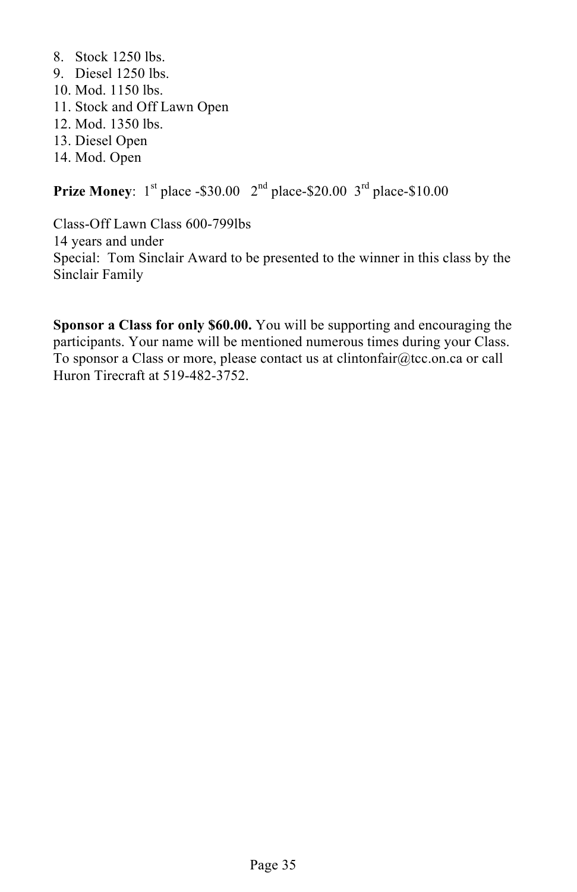8. Stock 1250 lbs.
9. Diesel 1250 lbs.
10. Mod. 1150 lbs.
11. Stock and Off Lawn Open
12. Mod. 1350 lbs.
13. Diesel Open
14. Mod. Open

**Prize Money**: 1st place -$30.00 2nd place-$20.00 3rd place-$10.00

Class-Off Lawn Class 600-799lbs
14 years and under
Special: Tom Sinclair Award to be presented to the winner in this class by the Sinclair Family

**Sponsor a Class for only $60.00.** You will be supporting and encouraging the participants. Your name will be mentioned numerous times during your Class. To sponsor a Class or more, please contact us at clintonfair@tcc.on.ca or call Huron Tirecraft at 519-482-3752.